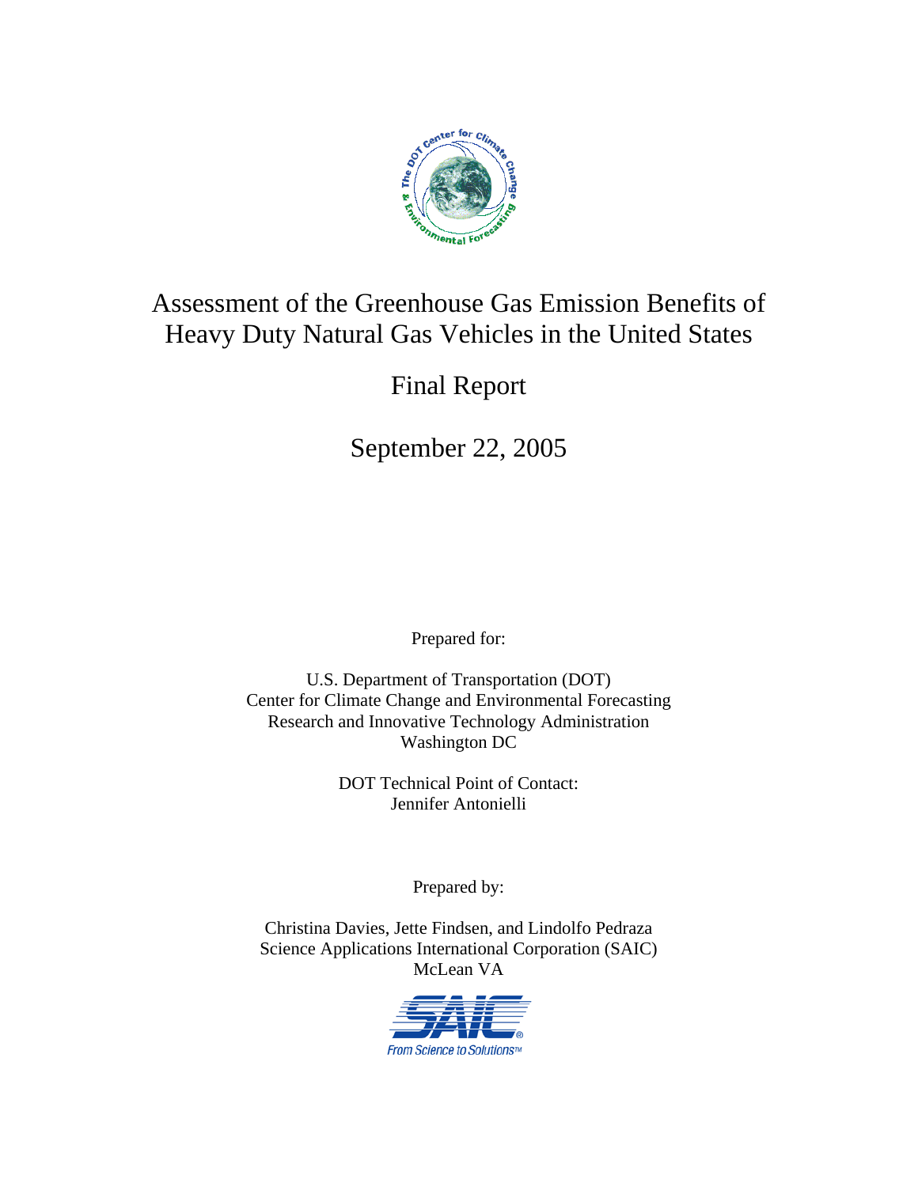# Assessment of the Greenhouse Gas Emission Benefits of Heavy Duty Natural Gas Vehicles in the United States

## Final Report

## September 22, 2005

Prepared for:

U.S. Department of Transportation (DOT)
Center for Climate Change and Environmental Forecasting
Research and Innovative Technology Administration
Washington DC

DOT Technical Point of Contact:
Jennifer Antonielli

Prepared by:

Christina Davies, Jette Findsen, and Lindolfo Pedraza
Science Applications International Corporation (SAIC)
McLean VA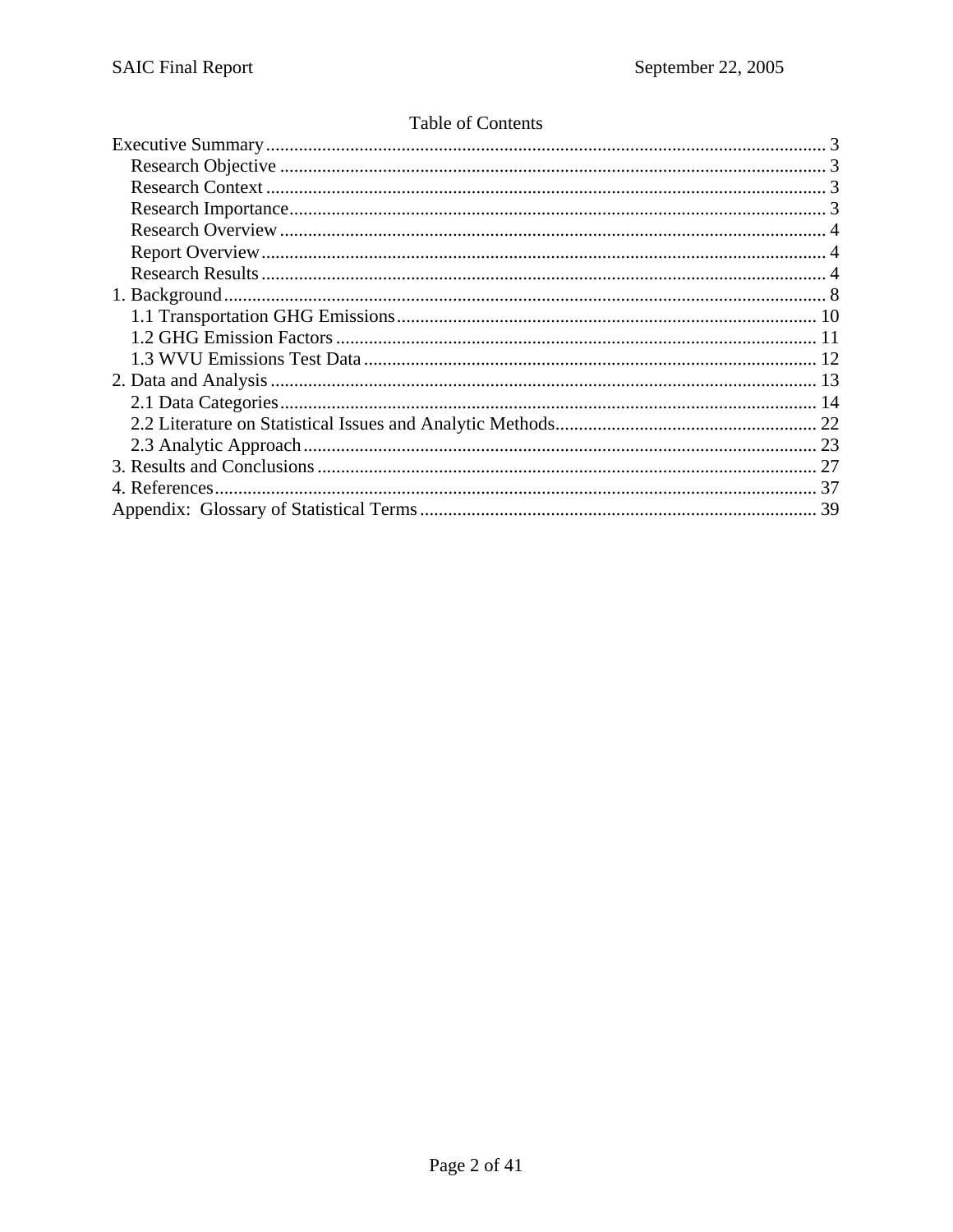# Table of Contents

- Executive Summary ... 3
  - Research Objective ... 3
  - Research Context ... 3
  - Research Importance ... 3
  - Research Overview ... 4
  - Report Overview ... 4
  - Research Results ... 4
- 1. Background ... 8
  - 1.1 Transportation GHG Emissions ... 10
  - 1.2 GHG Emission Factors ... 11
  - 1.3 WVU Emissions Test Data ... 12
- 2. Data and Analysis ... 13
  - 2.1 Data Categories ... 14
  - 2.2 Literature on Statistical Issues and Analytic Methods ... 22
  - 2.3 Analytic Approach ... 23
- 3. Results and Conclusions ... 27
- 4. References ... 37
- Appendix: Glossary of Statistical Terms ... 39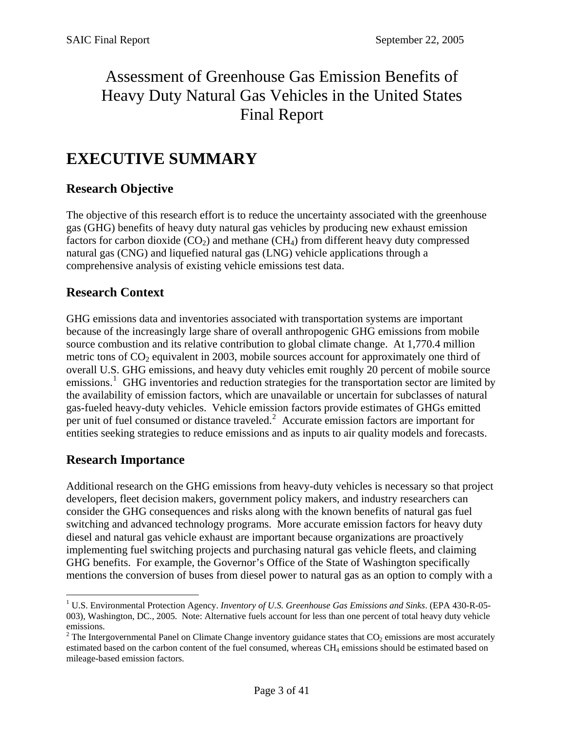# Assessment of Greenhouse Gas Emission Benefits of Heavy Duty Natural Gas Vehicles in the United States Final Report

## EXECUTIVE SUMMARY

### Research Objective

The objective of this research effort is to reduce the uncertainty associated with the greenhouse gas (GHG) benefits of heavy duty natural gas vehicles by producing new exhaust emission factors for carbon dioxide ($CO_2$) and methane ($CH_4$) from different heavy duty compressed natural gas (CNG) and liquefied natural gas (LNG) vehicle applications through a comprehensive analysis of existing vehicle emissions test data.

### Research Context

GHG emissions data and inventories associated with transportation systems are important because of the increasingly large share of overall anthropogenic GHG emissions from mobile source combustion and its relative contribution to global climate change. At 1,770.4 million metric tons of $CO_2$ equivalent in 2003, mobile sources account for approximately one third of overall U.S. GHG emissions, and heavy duty vehicles emit roughly 20 percent of mobile source emissions.[1] GHG inventories and reduction strategies for the transportation sector are limited by the availability of emission factors, which are unavailable or uncertain for subclasses of natural gas-fueled heavy-duty vehicles. Vehicle emission factors provide estimates of GHGs emitted per unit of fuel consumed or distance traveled.[2] Accurate emission factors are important for entities seeking strategies to reduce emissions and as inputs to air quality models and forecasts.

### Research Importance

Additional research on the GHG emissions from heavy-duty vehicles is necessary so that project developers, fleet decision makers, government policy makers, and industry researchers can consider the GHG consequences and risks along with the known benefits of natural gas fuel switching and advanced technology programs. More accurate emission factors for heavy duty diesel and natural gas vehicle exhaust are important because organizations are proactively implementing fuel switching projects and purchasing natural gas vehicle fleets, and claiming GHG benefits. For example, the Governor's Office of the State of Washington specifically mentions the conversion of buses from diesel power to natural gas as an option to comply with a

---

[1] U.S. Environmental Protection Agency. *Inventory of U.S. Greenhouse Gas Emissions and Sinks*. (EPA 430-R-05-003), Washington, DC., 2005. Note: Alternative fuels account for less than one percent of total heavy duty vehicle emissions.

[2] The Intergovernmental Panel on Climate Change inventory guidance states that $CO_2$ emissions are most accurately estimated based on the carbon content of the fuel consumed, whereas $CH_4$ emissions should be estimated based on mileage-based emission factors.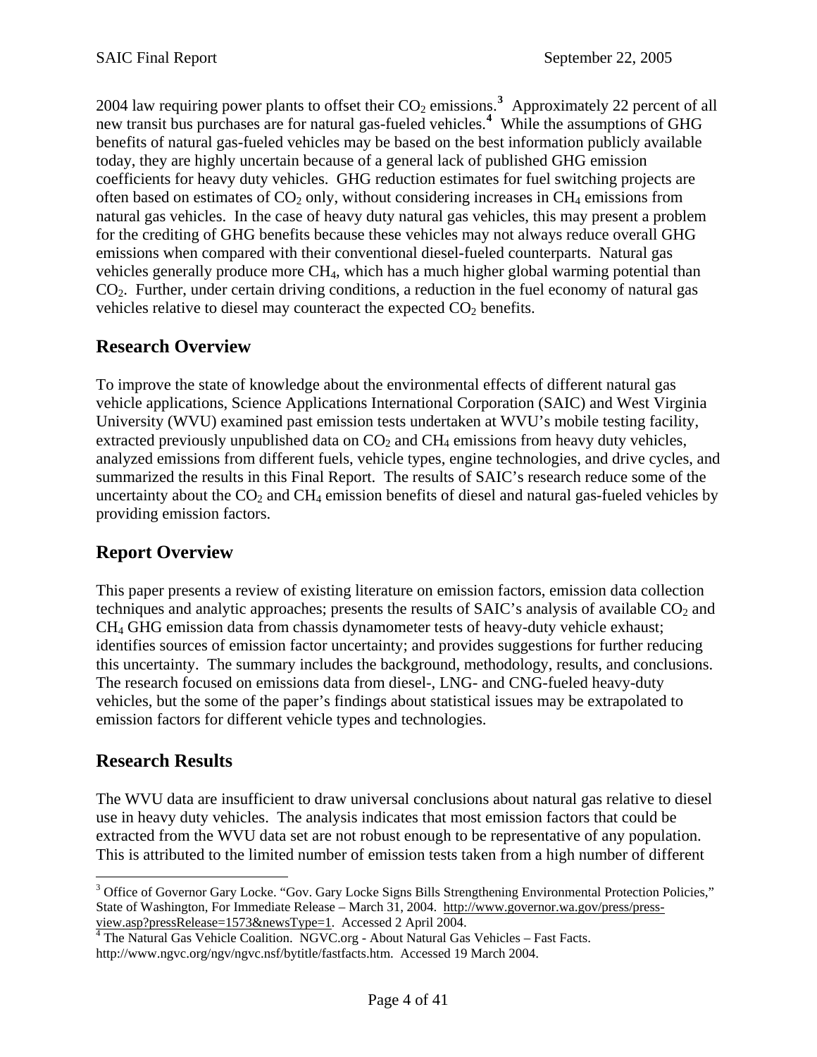2004 law requiring power plants to offset their $CO_2$ emissions.[3] Approximately 22 percent of all new transit bus purchases are for natural gas-fueled vehicles.[4] While the assumptions of GHG benefits of natural gas-fueled vehicles may be based on the best information publicly available today, they are highly uncertain because of a general lack of published GHG emission coefficients for heavy duty vehicles. GHG reduction estimates for fuel switching projects are often based on estimates of $CO_2$ only, without considering increases in $CH_4$ emissions from natural gas vehicles. In the case of heavy duty natural gas vehicles, this may present a problem for the crediting of GHG benefits because these vehicles may not always reduce overall GHG emissions when compared with their conventional diesel-fueled counterparts. Natural gas vehicles generally produce more $CH_4$, which has a much higher global warming potential than $CO_2$. Further, under certain driving conditions, a reduction in the fuel economy of natural gas vehicles relative to diesel may counteract the expected $CO_2$ benefits.

## Research Overview

To improve the state of knowledge about the environmental effects of different natural gas vehicle applications, Science Applications International Corporation (SAIC) and West Virginia University (WVU) examined past emission tests undertaken at WVU's mobile testing facility, extracted previously unpublished data on $CO_2$ and $CH_4$ emissions from heavy duty vehicles, analyzed emissions from different fuels, vehicle types, engine technologies, and drive cycles, and summarized the results in this Final Report. The results of SAIC's research reduce some of the uncertainty about the $CO_2$ and $CH_4$ emission benefits of diesel and natural gas-fueled vehicles by providing emission factors.

## Report Overview

This paper presents a review of existing literature on emission factors, emission data collection techniques and analytic approaches; presents the results of SAIC's analysis of available $CO_2$ and $CH_4$ GHG emission data from chassis dynamometer tests of heavy-duty vehicle exhaust; identifies sources of emission factor uncertainty; and provides suggestions for further reducing this uncertainty. The summary includes the background, methodology, results, and conclusions. The research focused on emissions data from diesel-, LNG- and CNG-fueled heavy-duty vehicles, but the some of the paper's findings about statistical issues may be extrapolated to emission factors for different vehicle types and technologies.

## Research Results

The WVU data are insufficient to draw universal conclusions about natural gas relative to diesel use in heavy duty vehicles. The analysis indicates that most emission factors that could be extracted from the WVU data set are not robust enough to be representative of any population. This is attributed to the limited number of emission tests taken from a high number of different

---

[3] Office of Governor Gary Locke. "Gov. Gary Locke Signs Bills Strengthening Environmental Protection Policies," State of Washington, For Immediate Release – March 31, 2004. http://www.governor.wa.gov/press/press-view.asp?pressRelease=1573&newsType=1. Accessed 2 April 2004.

[4] The Natural Gas Vehicle Coalition. NGVC.org - About Natural Gas Vehicles – Fast Facts. http://www.ngvc.org/ngv/ngvc.nsf/bytitle/fastfacts.htm. Accessed 19 March 2004.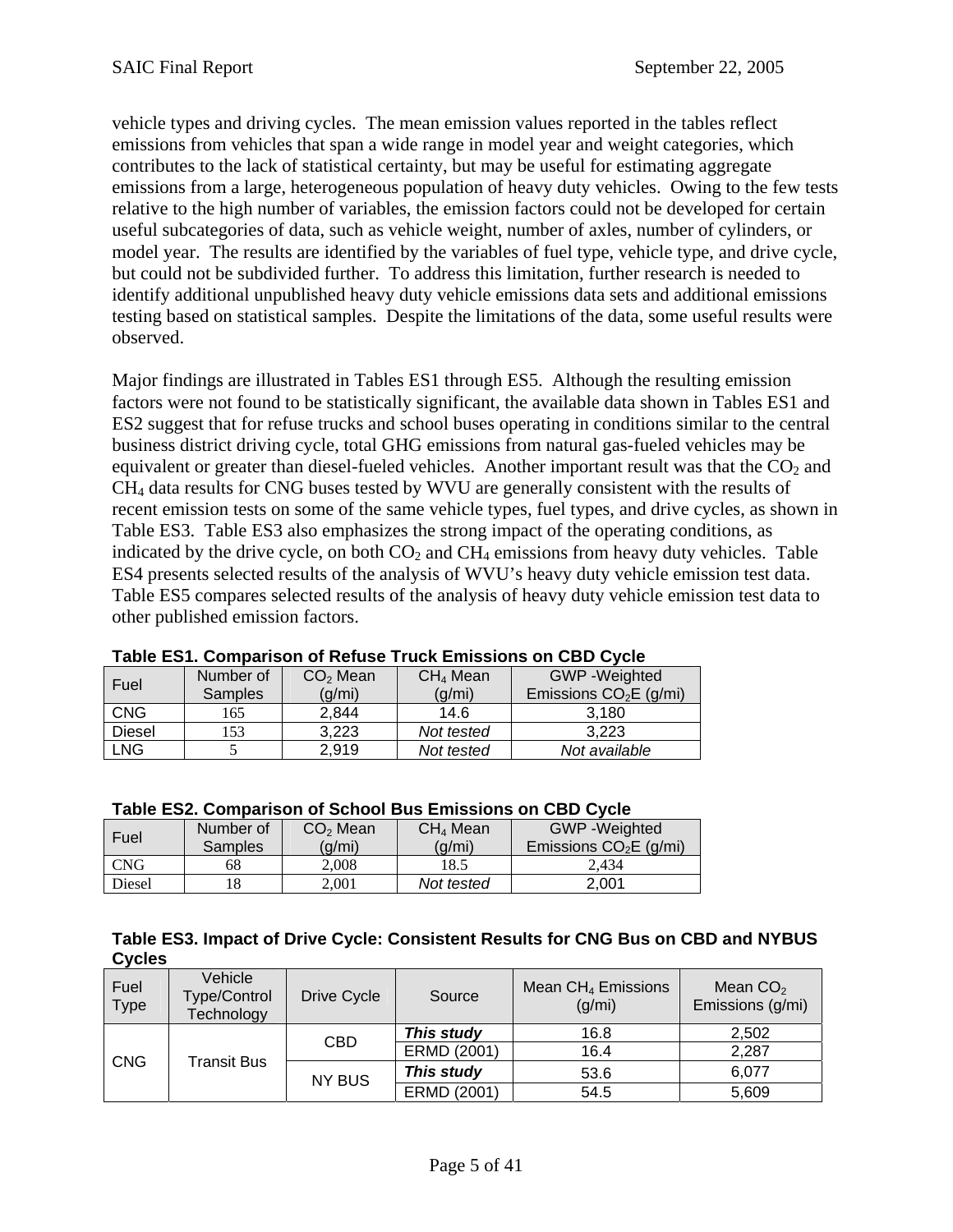vehicle types and driving cycles. The mean emission values reported in the tables reflect emissions from vehicles that span a wide range in model year and weight categories, which contributes to the lack of statistical certainty, but may be useful for estimating aggregate emissions from a large, heterogeneous population of heavy duty vehicles. Owing to the few tests relative to the high number of variables, the emission factors could not be developed for certain useful subcategories of data, such as vehicle weight, number of axles, number of cylinders, or model year. The results are identified by the variables of fuel type, vehicle type, and drive cycle, but could not be subdivided further. To address this limitation, further research is needed to identify additional unpublished heavy duty vehicle emissions data sets and additional emissions testing based on statistical samples. Despite the limitations of the data, some useful results were observed.

Major findings are illustrated in Tables ES1 through ES5. Although the resulting emission factors were not found to be statistically significant, the available data shown in Tables ES1 and ES2 suggest that for refuse trucks and school buses operating in conditions similar to the central business district driving cycle, total GHG emissions from natural gas-fueled vehicles may be equivalent or greater than diesel-fueled vehicles. Another important result was that the $CO_2$ and $CH_4$ data results for CNG buses tested by WVU are generally consistent with the results of recent emission tests on some of the same vehicle types, fuel types, and drive cycles, as shown in Table ES3. Table ES3 also emphasizes the strong impact of the operating conditions, as indicated by the drive cycle, on both $CO_2$ and $CH_4$ emissions from heavy duty vehicles. Table ES4 presents selected results of the analysis of WVU's heavy duty vehicle emission test data. Table ES5 compares selected results of the analysis of heavy duty vehicle emission test data to other published emission factors.

**Table ES1. Comparison of Refuse Truck Emissions on CBD Cycle**

| Fuel | Number of Samples | $CO_2$ Mean (g/mi) | $CH_4$ Mean (g/mi) | GWP -Weighted Emissions $CO_2E$ (g/mi) |
|---|---|---|---|---|
| CNG | 165 | 2,844 | 14.6 | 3,180 |
| Diesel | 153 | 3,223 | *Not tested* | 3,223 |
| LNG | 5 | 2,919 | *Not tested* | *Not available* |

**Table ES2. Comparison of School Bus Emissions on CBD Cycle**

| Fuel | Number of Samples | $CO_2$ Mean (g/mi) | $CH_4$ Mean (g/mi) | GWP -Weighted Emissions $CO_2E$ (g/mi) |
|---|---|---|---|---|
| CNG | 68 | 2,008 | 18.5 | 2,434 |
| Diesel | 18 | 2,001 | *Not tested* | 2,001 |

**Table ES3. Impact of Drive Cycle: Consistent Results for CNG Bus on CBD and NYBUS Cycles**

| Fuel Type | Vehicle Type/Control Technology | Drive Cycle | Source | Mean $CH_4$ Emissions (g/mi) | Mean $CO_2$ Emissions (g/mi) |
|---|---|---|---|---|---|
| CNG | Transit Bus | CBD | ***This study*** | 16.8 | 2,502 |
| | | | ERMD (2001) | 16.4 | 2,287 |
| | | NY BUS | ***This study*** | 53.6 | 6,077 |
| | | | ERMD (2001) | 54.5 | 5,609 |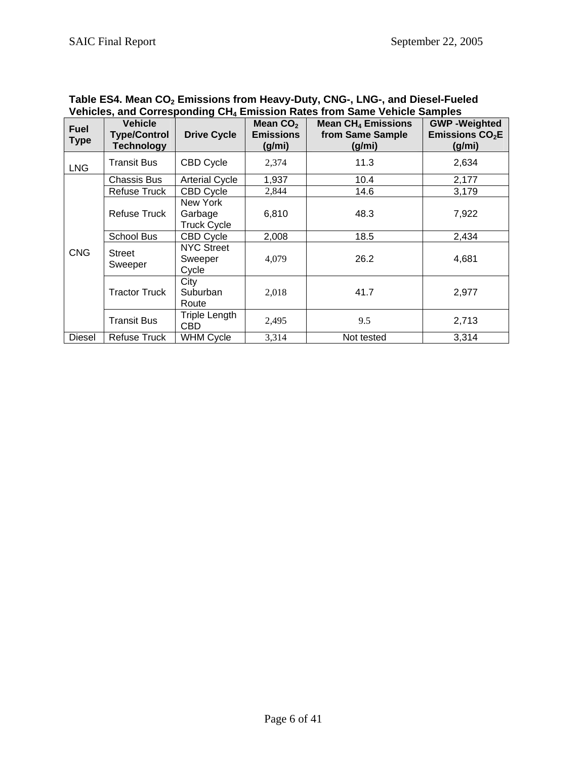**Table ES4. Mean $CO_2$ Emissions from Heavy-Duty, CNG-, LNG-, and Diesel-Fueled Vehicles, and Corresponding $CH_4$ Emission Rates from Same Vehicle Samples**

| Fuel Type | Vehicle Type/Control Technology | Drive Cycle | Mean $CO_2$ Emissions (g/mi) | Mean $CH_4$ Emissions from Same Sample (g/mi) | GWP -Weighted Emissions $CO_2E$ (g/mi) |
|---|---|---|---|---|---|
| LNG | Transit Bus | CBD Cycle | 2,374 | 11.3 | 2,634 |
| CNG | Chassis Bus | Arterial Cycle | 1,937 | 10.4 | 2,177 |
| | Refuse Truck | CBD Cycle | 2,844 | 14.6 | 3,179 |
| | Refuse Truck | New York Garbage Truck Cycle | 6,810 | 48.3 | 7,922 |
| | School Bus | CBD Cycle | 2,008 | 18.5 | 2,434 |
| | Street Sweeper | NYC Street Sweeper Cycle | 4,079 | 26.2 | 4,681 |
| | Tractor Truck | City Suburban Route | 2,018 | 41.7 | 2,977 |
| | Transit Bus | Triple Length CBD | 2,495 | 9.5 | 2,713 |
| Diesel | Refuse Truck | WHM Cycle | 3,314 | Not tested | 3,314 |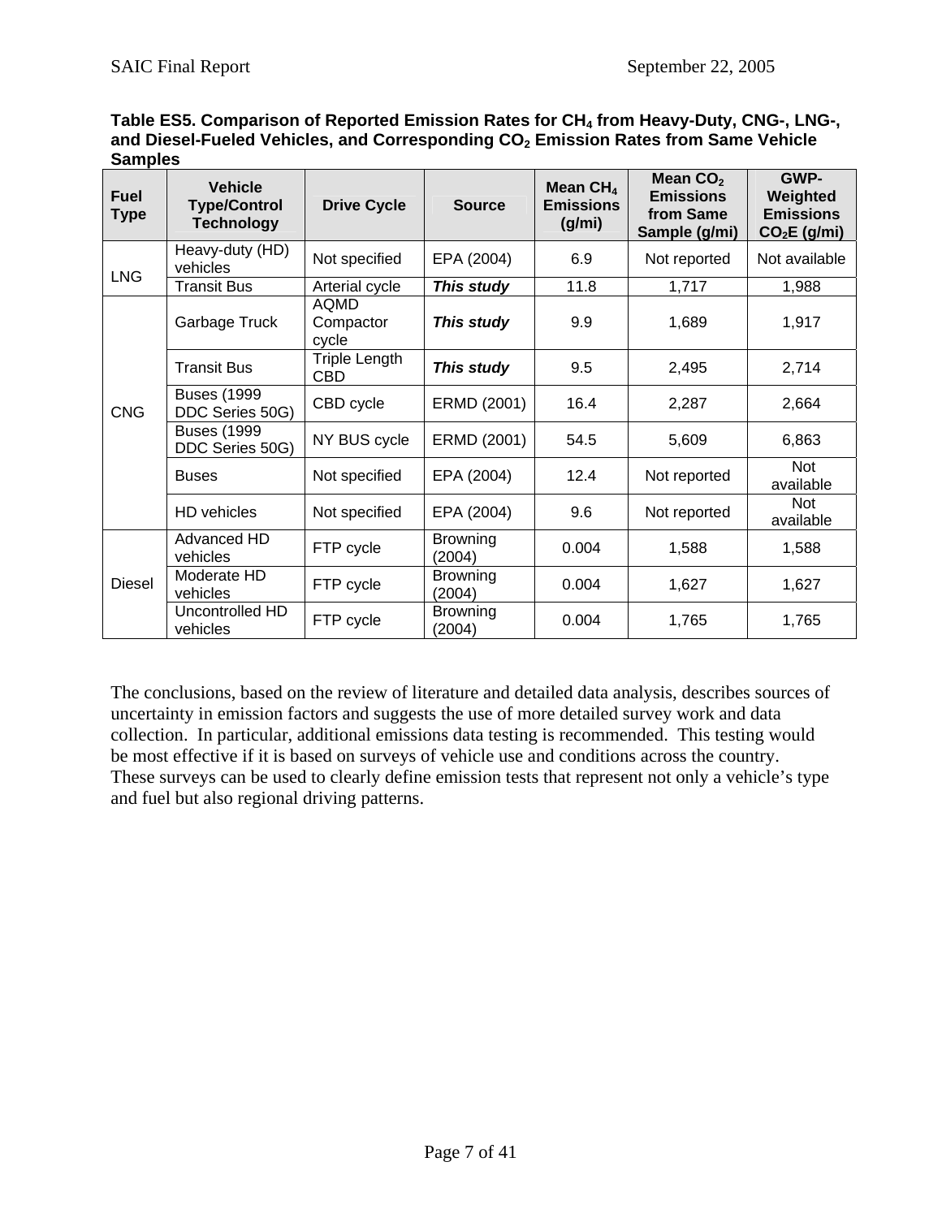**Table ES5. Comparison of Reported Emission Rates for $CH_4$ from Heavy-Duty, CNG-, LNG-, and Diesel-Fueled Vehicles, and Corresponding $CO_2$ Emission Rates from Same Vehicle Samples**

| Fuel Type | Vehicle Type/Control Technology | Drive Cycle | Source | Mean $CH_4$ Emissions (g/mi) | Mean $CO_2$ Emissions from Same Sample (g/mi) | GWP-Weighted Emissions $CO_2E$ (g/mi) |
|---|---|---|---|---|---|---|
| LNG | Heavy-duty (HD) vehicles | Not specified | EPA (2004) | 6.9 | Not reported | Not available |
| | Transit Bus | Arterial cycle | ***This study*** | 11.8 | 1,717 | 1,988 |
| CNG | Garbage Truck | AQMD Compactor cycle | ***This study*** | 9.9 | 1,689 | 1,917 |
| | Transit Bus | Triple Length CBD | ***This study*** | 9.5 | 2,495 | 2,714 |
| | Buses (1999 DDC Series 50G) | CBD cycle | ERMD (2001) | 16.4 | 2,287 | 2,664 |
| | Buses (1999 DDC Series 50G) | NY BUS cycle | ERMD (2001) | 54.5 | 5,609 | 6,863 |
| | Buses | Not specified | EPA (2004) | 12.4 | Not reported | Not available |
| | HD vehicles | Not specified | EPA (2004) | 9.6 | Not reported | Not available |
| Diesel | Advanced HD vehicles | FTP cycle | Browning (2004) | 0.004 | 1,588 | 1,588 |
| | Moderate HD vehicles | FTP cycle | Browning (2004) | 0.004 | 1,627 | 1,627 |
| | Uncontrolled HD vehicles | FTP cycle | Browning (2004) | 0.004 | 1,765 | 1,765 |

The conclusions, based on the review of literature and detailed data analysis, describes sources of uncertainty in emission factors and suggests the use of more detailed survey work and data collection. In particular, additional emissions data testing is recommended. This testing would be most effective if it is based on surveys of vehicle use and conditions across the country. These surveys can be used to clearly define emission tests that represent not only a vehicle's type and fuel but also regional driving patterns.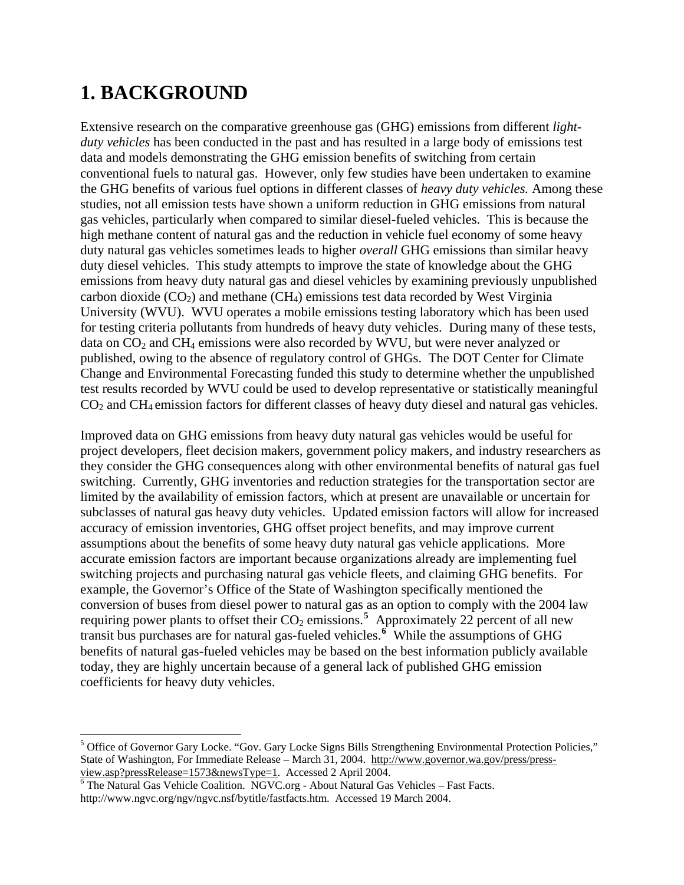# 1. BACKGROUND

Extensive research on the comparative greenhouse gas (GHG) emissions from different *light-duty vehicles* has been conducted in the past and has resulted in a large body of emissions test data and models demonstrating the GHG emission benefits of switching from certain conventional fuels to natural gas. However, only few studies have been undertaken to examine the GHG benefits of various fuel options in different classes of *heavy duty vehicles.* Among these studies, not all emission tests have shown a uniform reduction in GHG emissions from natural gas vehicles, particularly when compared to similar diesel-fueled vehicles. This is because the high methane content of natural gas and the reduction in vehicle fuel economy of some heavy duty natural gas vehicles sometimes leads to higher *overall* GHG emissions than similar heavy duty diesel vehicles. This study attempts to improve the state of knowledge about the GHG emissions from heavy duty natural gas and diesel vehicles by examining previously unpublished carbon dioxide ($CO_2$) and methane ($CH_4$) emissions test data recorded by West Virginia University (WVU). WVU operates a mobile emissions testing laboratory which has been used for testing criteria pollutants from hundreds of heavy duty vehicles. During many of these tests, data on $CO_2$ and $CH_4$ emissions were also recorded by WVU, but were never analyzed or published, owing to the absence of regulatory control of GHGs. The DOT Center for Climate Change and Environmental Forecasting funded this study to determine whether the unpublished test results recorded by WVU could be used to develop representative or statistically meaningful $CO_2$ and $CH_4$ emission factors for different classes of heavy duty diesel and natural gas vehicles.

Improved data on GHG emissions from heavy duty natural gas vehicles would be useful for project developers, fleet decision makers, government policy makers, and industry researchers as they consider the GHG consequences along with other environmental benefits of natural gas fuel switching. Currently, GHG inventories and reduction strategies for the transportation sector are limited by the availability of emission factors, which at present are unavailable or uncertain for subclasses of natural gas heavy duty vehicles. Updated emission factors will allow for increased accuracy of emission inventories, GHG offset project benefits, and may improve current assumptions about the benefits of some heavy duty natural gas vehicle applications. More accurate emission factors are important because organizations already are implementing fuel switching projects and purchasing natural gas vehicle fleets, and claiming GHG benefits. For example, the Governor's Office of the State of Washington specifically mentioned the conversion of buses from diesel power to natural gas as an option to comply with the 2004 law requiring power plants to offset their $CO_2$ emissions.[5] Approximately 22 percent of all new transit bus purchases are for natural gas-fueled vehicles.[6] While the assumptions of GHG benefits of natural gas-fueled vehicles may be based on the best information publicly available today, they are highly uncertain because of a general lack of published GHG emission coefficients for heavy duty vehicles.

---

[5] Office of Governor Gary Locke. "Gov. Gary Locke Signs Bills Strengthening Environmental Protection Policies," State of Washington, For Immediate Release – March 31, 2004. http://www.governor.wa.gov/press/press-view.asp?pressRelease=1573&newsType=1. Accessed 2 April 2004.

[6] The Natural Gas Vehicle Coalition. NGVC.org - About Natural Gas Vehicles – Fast Facts. http://www.ngvc.org/ngv/ngvc.nsf/bytitle/fastfacts.htm. Accessed 19 March 2004.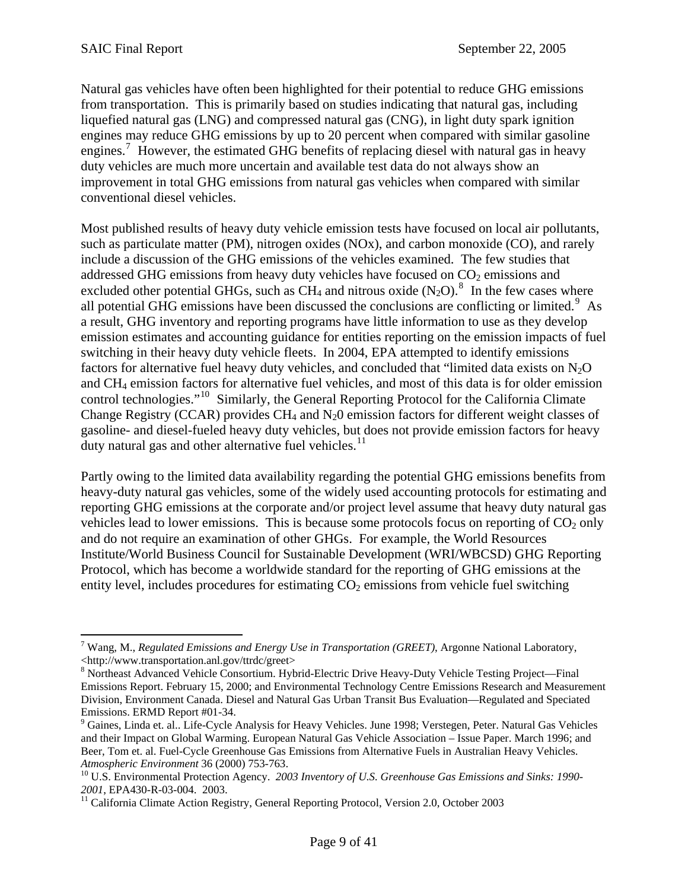Natural gas vehicles have often been highlighted for their potential to reduce GHG emissions from transportation. This is primarily based on studies indicating that natural gas, including liquefied natural gas (LNG) and compressed natural gas (CNG), in light duty spark ignition engines may reduce GHG emissions by up to 20 percent when compared with similar gasoline engines.[7] However, the estimated GHG benefits of replacing diesel with natural gas in heavy duty vehicles are much more uncertain and available test data do not always show an improvement in total GHG emissions from natural gas vehicles when compared with similar conventional diesel vehicles.

Most published results of heavy duty vehicle emission tests have focused on local air pollutants, such as particulate matter (PM), nitrogen oxides (NOx), and carbon monoxide (CO), and rarely include a discussion of the GHG emissions of the vehicles examined. The few studies that addressed GHG emissions from heavy duty vehicles have focused on $CO_2$ emissions and excluded other potential GHGs, such as $CH_4$ and nitrous oxide ($N_2O$).[8] In the few cases where all potential GHG emissions have been discussed the conclusions are conflicting or limited.[9] As a result, GHG inventory and reporting programs have little information to use as they develop emission estimates and accounting guidance for entities reporting on the emission impacts of fuel switching in their heavy duty vehicle fleets. In 2004, EPA attempted to identify emissions factors for alternative fuel heavy duty vehicles, and concluded that "limited data exists on $N_2O$ and $CH_4$ emission factors for alternative fuel vehicles, and most of this data is for older emission control technologies."[10] Similarly, the General Reporting Protocol for the California Climate Change Registry (CCAR) provides $CH_4$ and $N_20$ emission factors for different weight classes of gasoline- and diesel-fueled heavy duty vehicles, but does not provide emission factors for heavy duty natural gas and other alternative fuel vehicles.[11]

Partly owing to the limited data availability regarding the potential GHG emissions benefits from heavy-duty natural gas vehicles, some of the widely used accounting protocols for estimating and reporting GHG emissions at the corporate and/or project level assume that heavy duty natural gas vehicles lead to lower emissions. This is because some protocols focus on reporting of $CO_2$ only and do not require an examination of other GHGs. For example, the World Resources Institute/World Business Council for Sustainable Development (WRI/WBCSD) GHG Reporting Protocol, which has become a worldwide standard for the reporting of GHG emissions at the entity level, includes procedures for estimating $CO_2$ emissions from vehicle fuel switching

---

[7] Wang, M., *Regulated Emissions and Energy Use in Transportation (GREET)*, Argonne National Laboratory, <http://www.transportation.anl.gov/ttrdc/greet>

[8] Northeast Advanced Vehicle Consortium. Hybrid-Electric Drive Heavy-Duty Vehicle Testing Project—Final Emissions Report. February 15, 2000; and Environmental Technology Centre Emissions Research and Measurement Division, Environment Canada. Diesel and Natural Gas Urban Transit Bus Evaluation—Regulated and Speciated Emissions. ERMD Report #01-34.

[9] Gaines, Linda et. al.. Life-Cycle Analysis for Heavy Vehicles. June 1998; Verstegen, Peter. Natural Gas Vehicles and their Impact on Global Warming. European Natural Gas Vehicle Association – Issue Paper. March 1996; and Beer, Tom et. al. Fuel-Cycle Greenhouse Gas Emissions from Alternative Fuels in Australian Heavy Vehicles. *Atmospheric Environment* 36 (2000) 753-763.

[10] U.S. Environmental Protection Agency. *2003 Inventory of U.S. Greenhouse Gas Emissions and Sinks: 1990-2001*, EPA430-R-03-004. 2003.

[11] California Climate Action Registry, General Reporting Protocol, Version 2.0, October 2003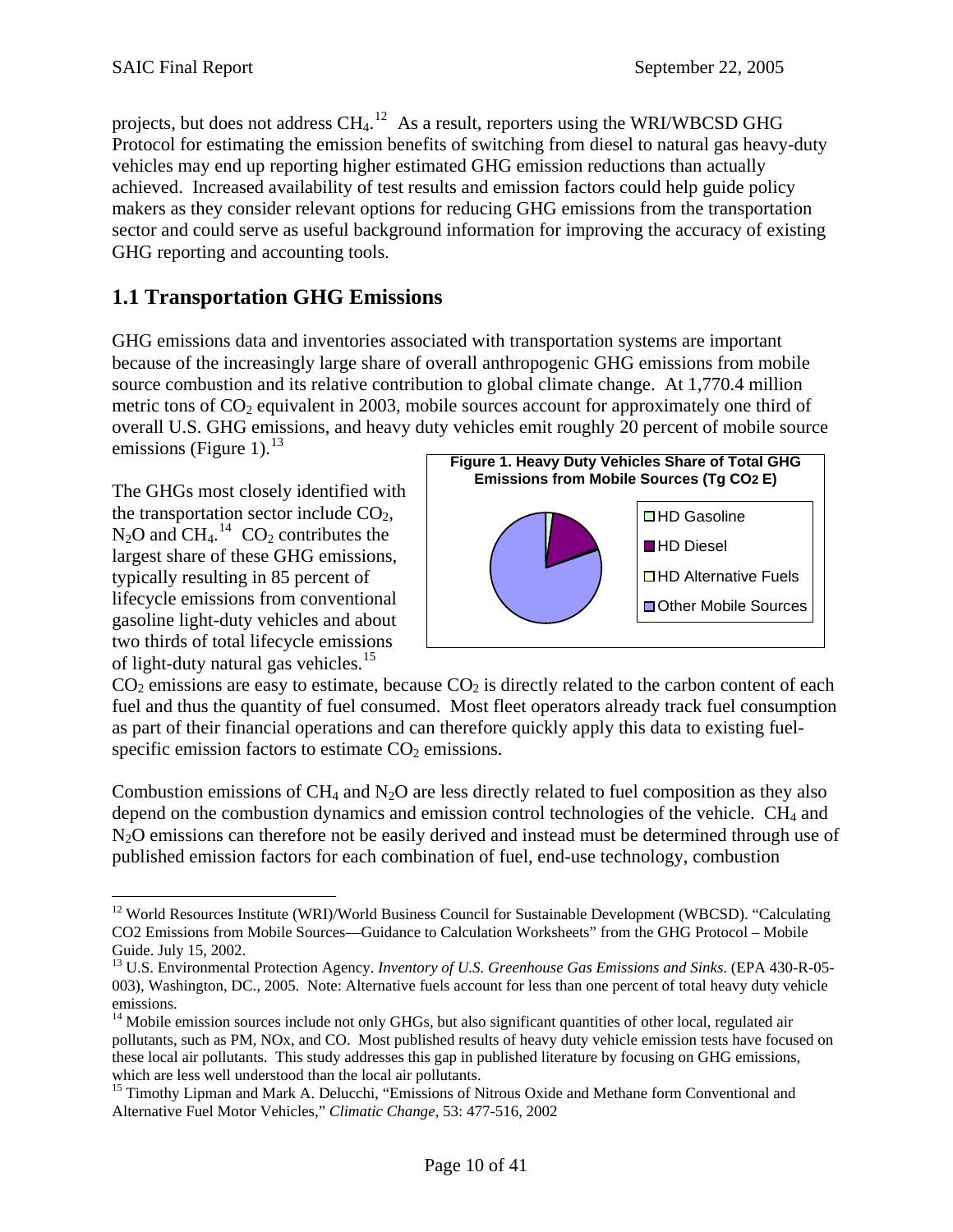projects, but does not address $CH_4$.[12] As a result, reporters using the WRI/WBCSD GHG Protocol for estimating the emission benefits of switching from diesel to natural gas heavy-duty vehicles may end up reporting higher estimated GHG emission reductions than actually achieved. Increased availability of test results and emission factors could help guide policy makers as they consider relevant options for reducing GHG emissions from the transportation sector and could serve as useful background information for improving the accuracy of existing GHG reporting and accounting tools.

## 1.1 Transportation GHG Emissions

GHG emissions data and inventories associated with transportation systems are important because of the increasingly large share of overall anthropogenic GHG emissions from mobile source combustion and its relative contribution to global climate change. At 1,770.4 million metric tons of $CO_2$ equivalent in 2003, mobile sources account for approximately one third of overall U.S. GHG emissions, and heavy duty vehicles emit roughly 20 percent of mobile source emissions (Figure 1).[13]

**Figure 1. Heavy Duty Vehicles Share of Total GHG Emissions from Mobile Sources (Tg $CO_2$ E)**

- HD Gasoline
- HD Diesel
- HD Alternative Fuels
- Other Mobile Sources

The GHGs most closely identified with the transportation sector include $CO_2$, $N_2O$ and $CH_4$.[14] $CO_2$ contributes the largest share of these GHG emissions, typically resulting in 85 percent of lifecycle emissions from conventional gasoline light-duty vehicles and about two thirds of total lifecycle emissions of light-duty natural gas vehicles.[15] $CO_2$ emissions are easy to estimate, because $CO_2$ is directly related to the carbon content of each fuel and thus the quantity of fuel consumed. Most fleet operators already track fuel consumption as part of their financial operations and can therefore quickly apply this data to existing fuel-specific emission factors to estimate $CO_2$ emissions.

Combustion emissions of $CH_4$ and $N_2O$ are less directly related to fuel composition as they also depend on the combustion dynamics and emission control technologies of the vehicle. $CH_4$ and $N_2O$ emissions can therefore not be easily derived and instead must be determined through use of published emission factors for each combination of fuel, end-use technology, combustion

---

[12] World Resources Institute (WRI)/World Business Council for Sustainable Development (WBCSD). "Calculating CO2 Emissions from Mobile Sources—Guidance to Calculation Worksheets" from the GHG Protocol – Mobile Guide. July 15, 2002.

[13] U.S. Environmental Protection Agency. *Inventory of U.S. Greenhouse Gas Emissions and Sinks*. (EPA 430-R-05-003), Washington, DC., 2005. Note: Alternative fuels account for less than one percent of total heavy duty vehicle emissions.

[14] Mobile emission sources include not only GHGs, but also significant quantities of other local, regulated air pollutants, such as PM, NOx, and CO. Most published results of heavy duty vehicle emission tests have focused on these local air pollutants. This study addresses this gap in published literature by focusing on GHG emissions, which are less well understood than the local air pollutants.

[15] Timothy Lipman and Mark A. Delucchi, "Emissions of Nitrous Oxide and Methane form Conventional and Alternative Fuel Motor Vehicles," *Climatic Change*, 53: 477-516, 2002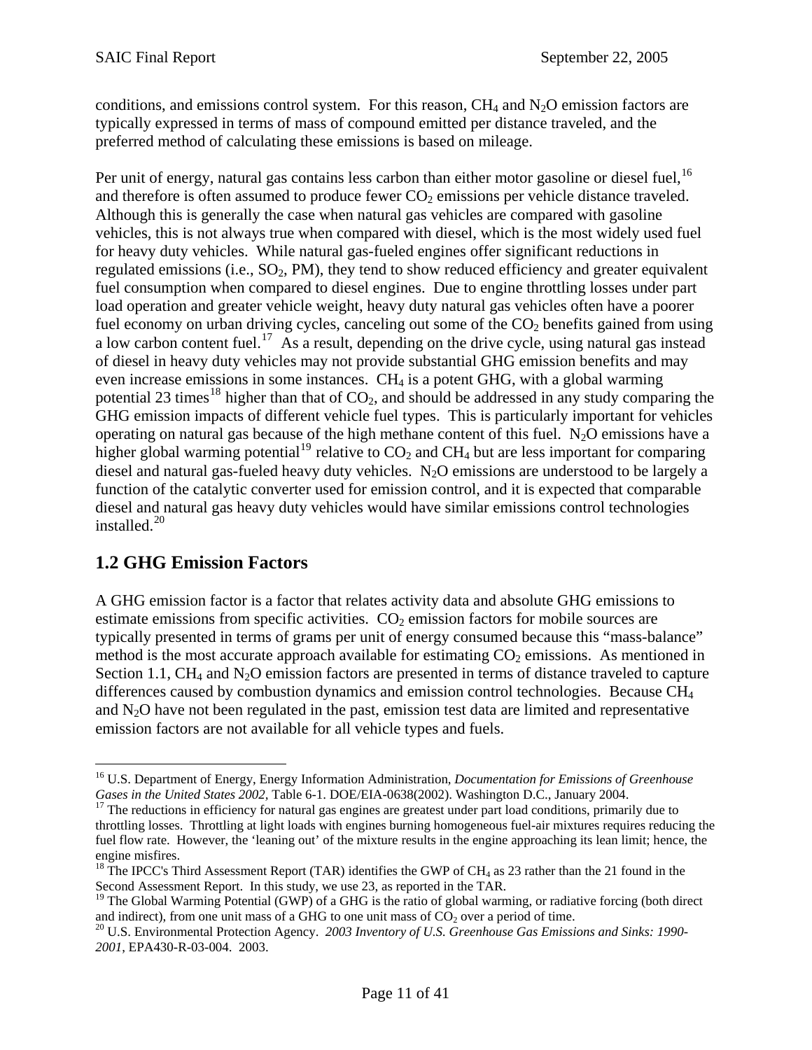conditions, and emissions control system. For this reason, $CH_4$ and $N_2O$ emission factors are typically expressed in terms of mass of compound emitted per distance traveled, and the preferred method of calculating these emissions is based on mileage.

Per unit of energy, natural gas contains less carbon than either motor gasoline or diesel fuel,[16] and therefore is often assumed to produce fewer $CO_2$ emissions per vehicle distance traveled. Although this is generally the case when natural gas vehicles are compared with gasoline vehicles, this is not always true when compared with diesel, which is the most widely used fuel for heavy duty vehicles. While natural gas-fueled engines offer significant reductions in regulated emissions (i.e., $SO_2$, PM), they tend to show reduced efficiency and greater equivalent fuel consumption when compared to diesel engines. Due to engine throttling losses under part load operation and greater vehicle weight, heavy duty natural gas vehicles often have a poorer fuel economy on urban driving cycles, canceling out some of the $CO_2$ benefits gained from using a low carbon content fuel.[17] As a result, depending on the drive cycle, using natural gas instead of diesel in heavy duty vehicles may not provide substantial GHG emission benefits and may even increase emissions in some instances. $CH_4$ is a potent GHG, with a global warming potential 23 times[18] higher than that of $CO_2$, and should be addressed in any study comparing the GHG emission impacts of different vehicle fuel types. This is particularly important for vehicles operating on natural gas because of the high methane content of this fuel. $N_2O$ emissions have a higher global warming potential[19] relative to $CO_2$ and $CH_4$ but are less important for comparing diesel and natural gas-fueled heavy duty vehicles. $N_2O$ emissions are understood to be largely a function of the catalytic converter used for emission control, and it is expected that comparable diesel and natural gas heavy duty vehicles would have similar emissions control technologies installed.[20]

## 1.2 GHG Emission Factors

A GHG emission factor is a factor that relates activity data and absolute GHG emissions to estimate emissions from specific activities. $CO_2$ emission factors for mobile sources are typically presented in terms of grams per unit of energy consumed because this "mass-balance" method is the most accurate approach available for estimating $CO_2$ emissions. As mentioned in Section 1.1, $CH_4$ and $N_2O$ emission factors are presented in terms of distance traveled to capture differences caused by combustion dynamics and emission control technologies. Because $CH_4$ and $N_2O$ have not been regulated in the past, emission test data are limited and representative emission factors are not available for all vehicle types and fuels.

---

[16] U.S. Department of Energy, Energy Information Administration, *Documentation for Emissions of Greenhouse Gases in the United States 2002,* Table 6-1. DOE/EIA-0638(2002). Washington D.C., January 2004.

[17] The reductions in efficiency for natural gas engines are greatest under part load conditions, primarily due to throttling losses. Throttling at light loads with engines burning homogeneous fuel-air mixtures requires reducing the fuel flow rate. However, the 'leaning out' of the mixture results in the engine approaching its lean limit; hence, the engine misfires.

[18] The IPCC's Third Assessment Report (TAR) identifies the GWP of $CH_4$ as 23 rather than the 21 found in the Second Assessment Report. In this study, we use 23, as reported in the TAR.

[19] The Global Warming Potential (GWP) of a GHG is the ratio of global warming, or radiative forcing (both direct and indirect), from one unit mass of a GHG to one unit mass of $CO_2$ over a period of time.

[20] U.S. Environmental Protection Agency. *2003 Inventory of U.S. Greenhouse Gas Emissions and Sinks: 1990-2001*, EPA430-R-03-004. 2003.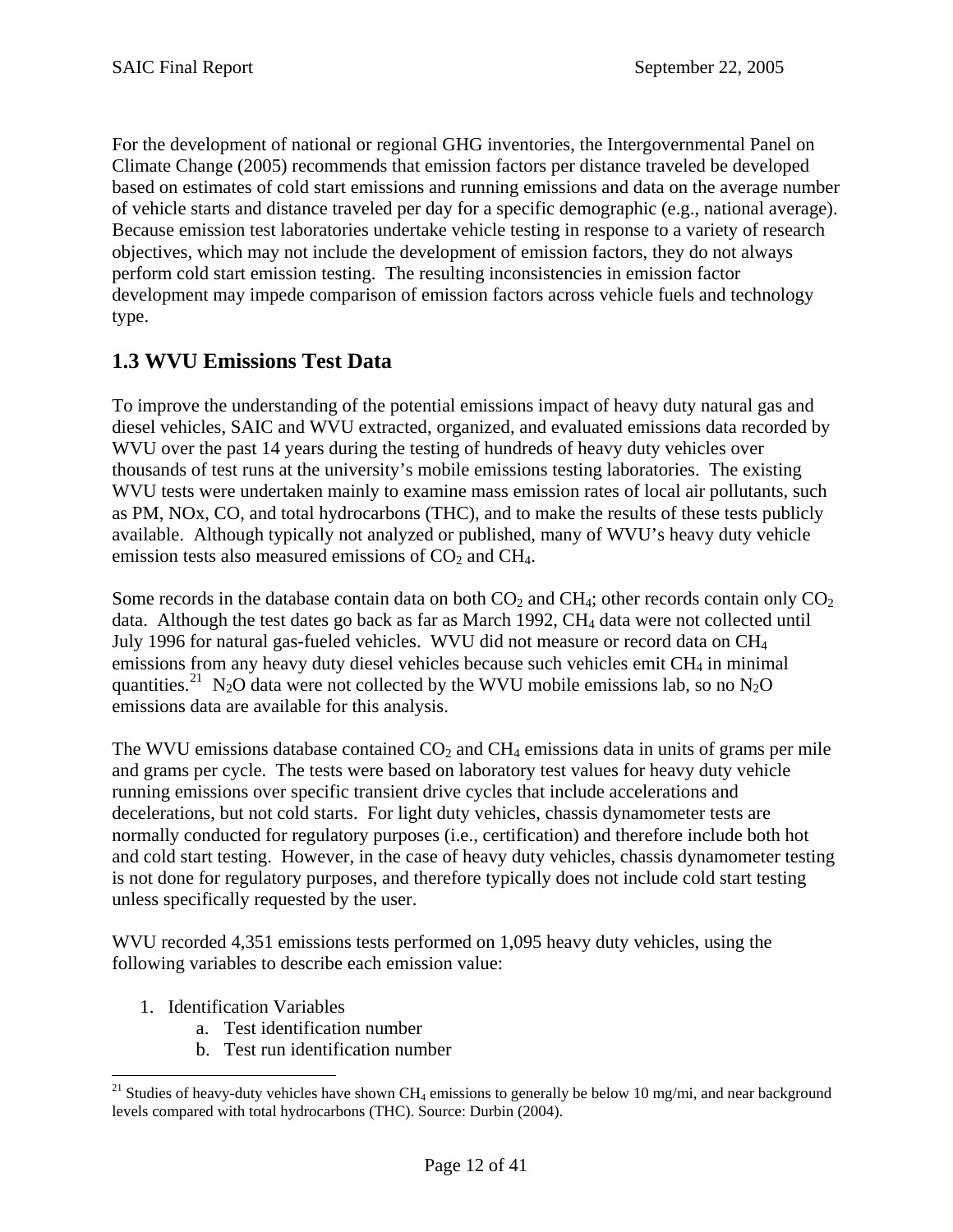For the development of national or regional GHG inventories, the Intergovernmental Panel on Climate Change (2005) recommends that emission factors per distance traveled be developed based on estimates of cold start emissions and running emissions and data on the average number of vehicle starts and distance traveled per day for a specific demographic (e.g., national average). Because emission test laboratories undertake vehicle testing in response to a variety of research objectives, which may not include the development of emission factors, they do not always perform cold start emission testing. The resulting inconsistencies in emission factor development may impede comparison of emission factors across vehicle fuels and technology type.

## 1.3 WVU Emissions Test Data

To improve the understanding of the potential emissions impact of heavy duty natural gas and diesel vehicles, SAIC and WVU extracted, organized, and evaluated emissions data recorded by WVU over the past 14 years during the testing of hundreds of heavy duty vehicles over thousands of test runs at the university's mobile emissions testing laboratories. The existing WVU tests were undertaken mainly to examine mass emission rates of local air pollutants, such as PM, NOx, CO, and total hydrocarbons (THC), and to make the results of these tests publicly available. Although typically not analyzed or published, many of WVU's heavy duty vehicle emission tests also measured emissions of $CO_2$ and $CH_4$.

Some records in the database contain data on both $CO_2$ and $CH_4$; other records contain only $CO_2$ data. Although the test dates go back as far as March 1992, $CH_4$ data were not collected until July 1996 for natural gas-fueled vehicles. WVU did not measure or record data on $CH_4$ emissions from any heavy duty diesel vehicles because such vehicles emit $CH_4$ in minimal quantities.[21] $N_2O$ data were not collected by the WVU mobile emissions lab, so no $N_2O$ emissions data are available for this analysis.

The WVU emissions database contained $CO_2$ and $CH_4$ emissions data in units of grams per mile and grams per cycle. The tests were based on laboratory test values for heavy duty vehicle running emissions over specific transient drive cycles that include accelerations and decelerations, but not cold starts. For light duty vehicles, chassis dynamometer tests are normally conducted for regulatory purposes (i.e., certification) and therefore include both hot and cold start testing. However, in the case of heavy duty vehicles, chassis dynamometer testing is not done for regulatory purposes, and therefore typically does not include cold start testing unless specifically requested by the user.

WVU recorded 4,351 emissions tests performed on 1,095 heavy duty vehicles, using the following variables to describe each emission value:

1. Identification Variables
    a. Test identification number
    b. Test run identification number

[21] Studies of heavy-duty vehicles have shown $CH_4$ emissions to generally be below 10 mg/mi, and near background levels compared with total hydrocarbons (THC). Source: Durbin (2004).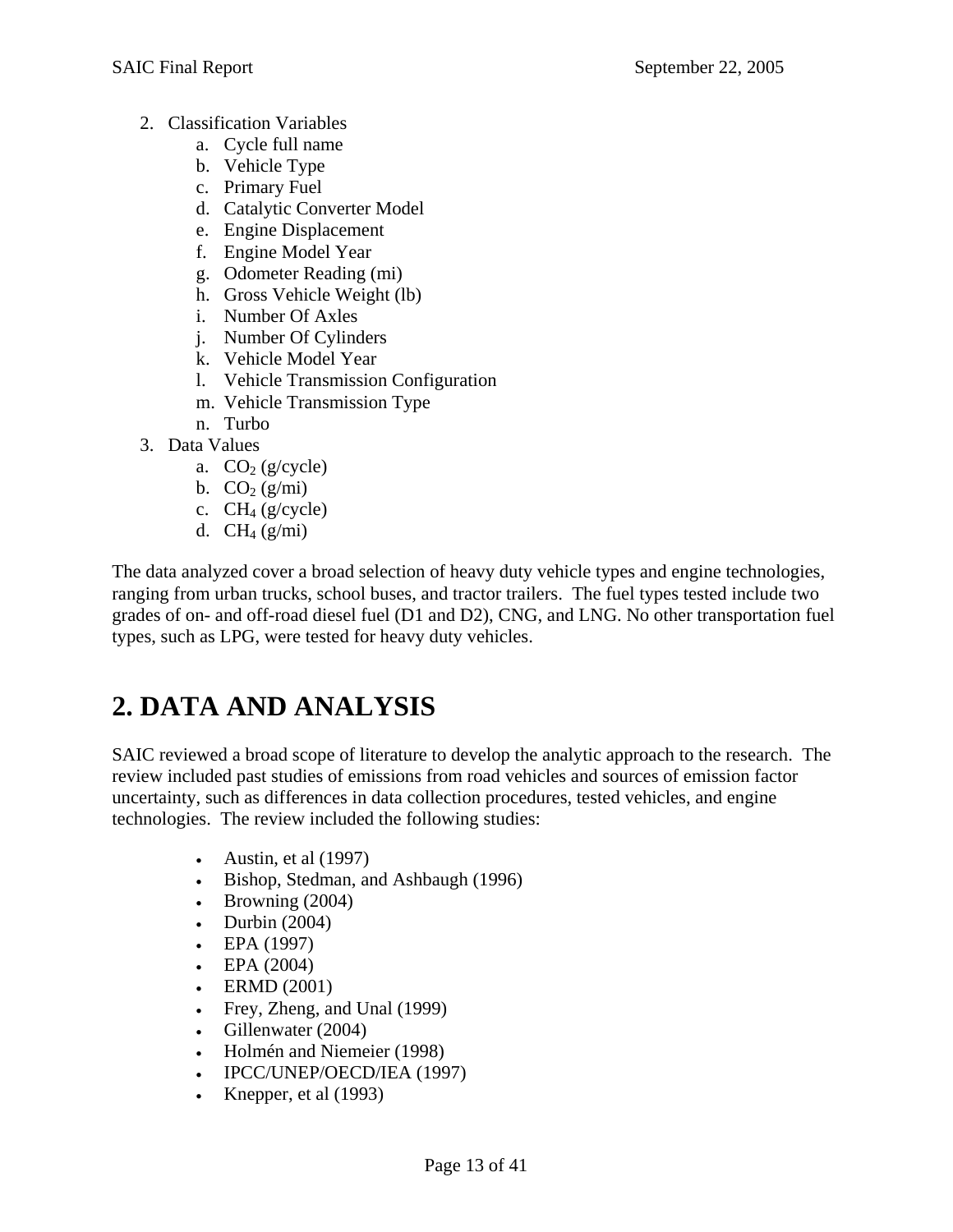2. Classification Variables
    a. Cycle full name
    b. Vehicle Type
    c. Primary Fuel
    d. Catalytic Converter Model
    e. Engine Displacement
    f. Engine Model Year
    g. Odometer Reading (mi)
    h. Gross Vehicle Weight (lb)
    i. Number Of Axles
    j. Number Of Cylinders
    k. Vehicle Model Year
    l. Vehicle Transmission Configuration
    m. Vehicle Transmission Type
    n. Turbo
3. Data Values
    a. $CO_2$ (g/cycle)
    b. $CO_2$ (g/mi)
    c. $CH_4$ (g/cycle)
    d. $CH_4$ (g/mi)

The data analyzed cover a broad selection of heavy duty vehicle types and engine technologies, ranging from urban trucks, school buses, and tractor trailers. The fuel types tested include two grades of on- and off-road diesel fuel (D1 and D2), CNG, and LNG. No other transportation fuel types, such as LPG, were tested for heavy duty vehicles.

# 2. DATA AND ANALYSIS

SAIC reviewed a broad scope of literature to develop the analytic approach to the research. The review included past studies of emissions from road vehicles and sources of emission factor uncertainty, such as differences in data collection procedures, tested vehicles, and engine technologies. The review included the following studies:

- Austin, et al (1997)
- Bishop, Stedman, and Ashbaugh (1996)
- Browning (2004)
- Durbin (2004)
- EPA (1997)
- EPA (2004)
- ERMD (2001)
- Frey, Zheng, and Unal (1999)
- Gillenwater (2004)
- Holmén and Niemeier (1998)
- IPCC/UNEP/OECD/IEA (1997)
- Knepper, et al (1993)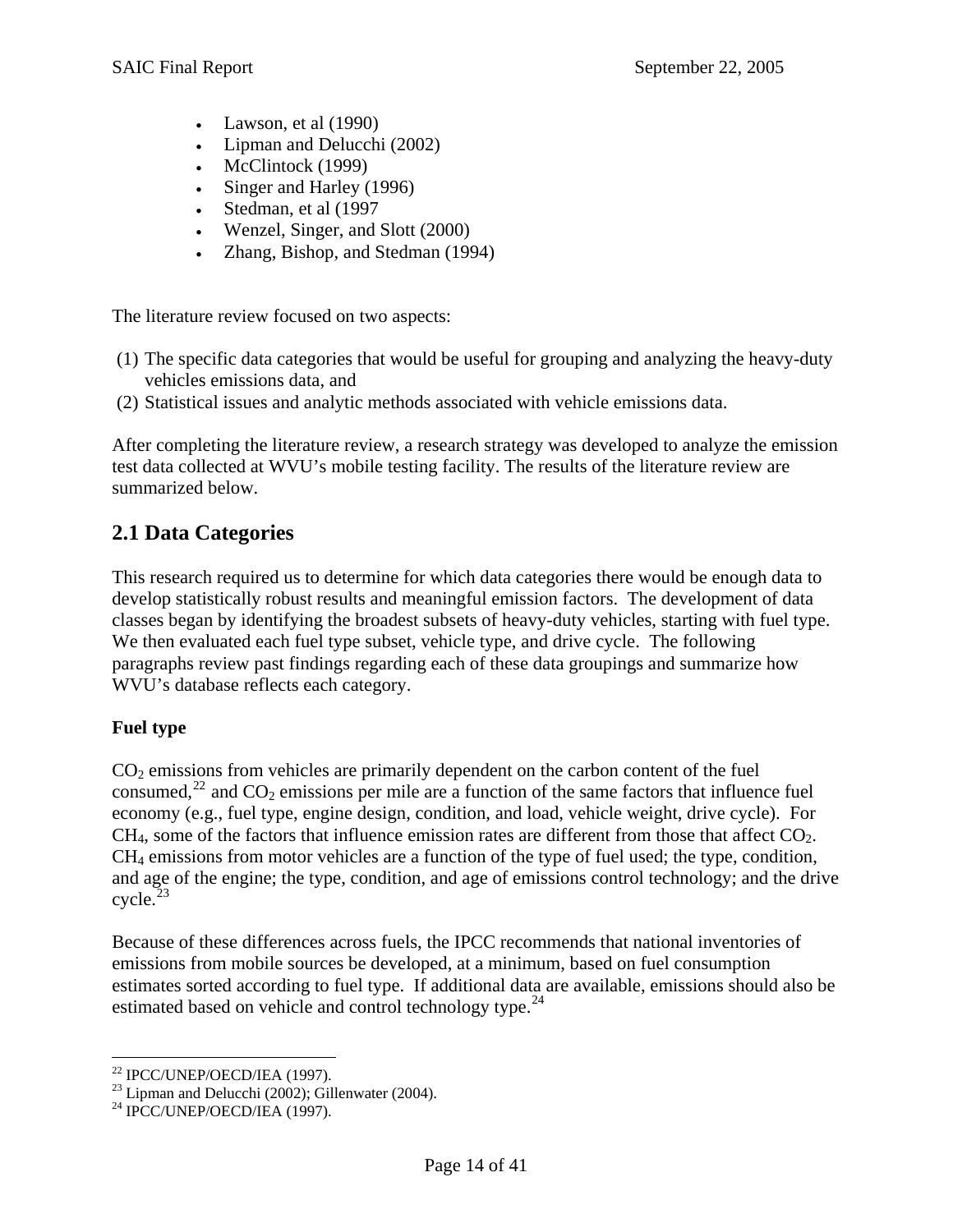- Lawson, et al (1990)
- Lipman and Delucchi (2002)
- McClintock (1999)
- Singer and Harley (1996)
- Stedman, et al (1997
- Wenzel, Singer, and Slott (2000)
- Zhang, Bishop, and Stedman (1994)

The literature review focused on two aspects:

(1) The specific data categories that would be useful for grouping and analyzing the heavy-duty vehicles emissions data, and
(2) Statistical issues and analytic methods associated with vehicle emissions data.

After completing the literature review, a research strategy was developed to analyze the emission test data collected at WVU's mobile testing facility. The results of the literature review are summarized below.

## 2.1 Data Categories

This research required us to determine for which data categories there would be enough data to develop statistically robust results and meaningful emission factors. The development of data classes began by identifying the broadest subsets of heavy-duty vehicles, starting with fuel type. We then evaluated each fuel type subset, vehicle type, and drive cycle. The following paragraphs review past findings regarding each of these data groupings and summarize how WVU's database reflects each category.

**Fuel type**

$CO_2$ emissions from vehicles are primarily dependent on the carbon content of the fuel consumed,[22] and $CO_2$ emissions per mile are a function of the same factors that influence fuel economy (e.g., fuel type, engine design, condition, and load, vehicle weight, drive cycle). For $CH_4$, some of the factors that influence emission rates are different from those that affect $CO_2$. $CH_4$ emissions from motor vehicles are a function of the type of fuel used; the type, condition, and age of the engine; the type, condition, and age of emissions control technology; and the drive cycle.[23]

Because of these differences across fuels, the IPCC recommends that national inventories of emissions from mobile sources be developed, at a minimum, based on fuel consumption estimates sorted according to fuel type. If additional data are available, emissions should also be estimated based on vehicle and control technology type.[24]

---

[22] IPCC/UNEP/OECD/IEA (1997).
[23] Lipman and Delucchi (2002); Gillenwater (2004).
[24] IPCC/UNEP/OECD/IEA (1997).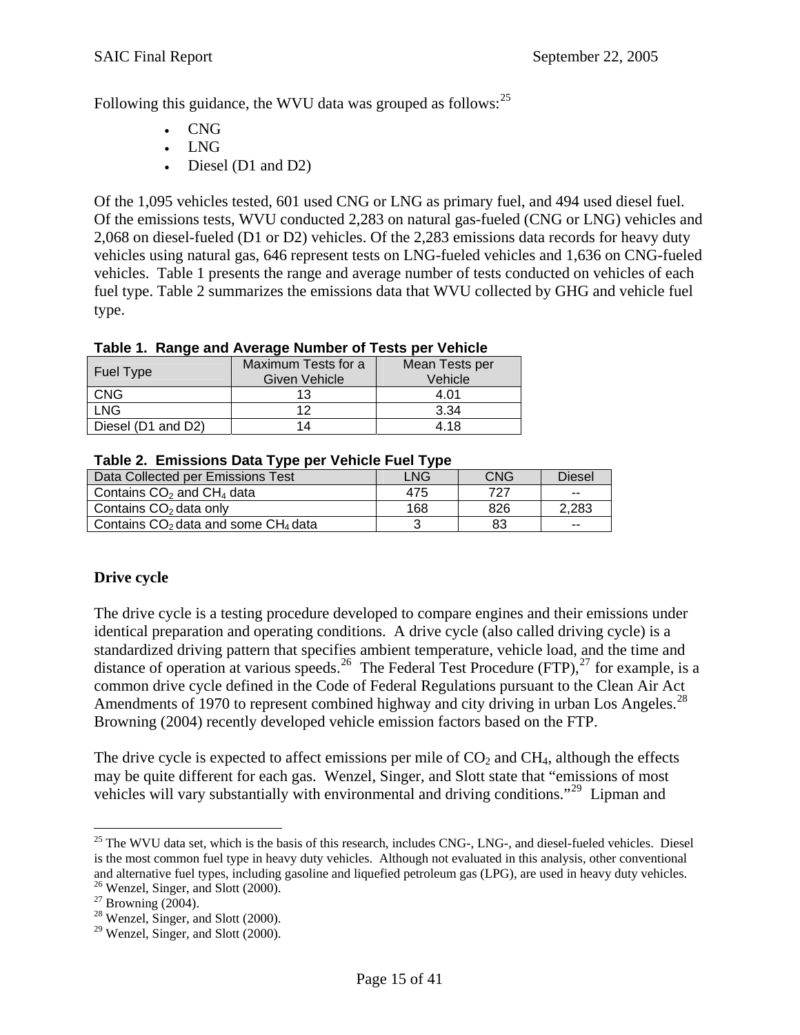Following this guidance, the WVU data was grouped as follows:[25]

- CNG
- LNG
- Diesel (D1 and D2)

Of the 1,095 vehicles tested, 601 used CNG or LNG as primary fuel, and 494 used diesel fuel. Of the emissions tests, WVU conducted 2,283 on natural gas-fueled (CNG or LNG) vehicles and 2,068 on diesel-fueled (D1 or D2) vehicles. Of the 2,283 emissions data records for heavy duty vehicles using natural gas, 646 represent tests on LNG-fueled vehicles and 1,636 on CNG-fueled vehicles. Table 1 presents the range and average number of tests conducted on vehicles of each fuel type. Table 2 summarizes the emissions data that WVU collected by GHG and vehicle fuel type.

**Table 1. Range and Average Number of Tests per Vehicle**

| Fuel Type | Maximum Tests for a Given Vehicle | Mean Tests per Vehicle |
|---|---|---|
| CNG | 13 | 4.01 |
| LNG | 12 | 3.34 |
| Diesel (D1 and D2) | 14 | 4.18 |

**Table 2. Emissions Data Type per Vehicle Fuel Type**

| Data Collected per Emissions Test | LNG | CNG | Diesel |
|---|---|---|---|
| Contains $CO_2$ and $CH_4$ data | 475 | 727 | -- |
| Contains $CO_2$ data only | 168 | 826 | 2,283 |
| Contains $CO_2$ data and some $CH_4$ data | 3 | 83 | -- |

**Drive cycle**

The drive cycle is a testing procedure developed to compare engines and their emissions under identical preparation and operating conditions. A drive cycle (also called driving cycle) is a standardized driving pattern that specifies ambient temperature, vehicle load, and the time and distance of operation at various speeds.[26] The Federal Test Procedure (FTP),[27] for example, is a common drive cycle defined in the Code of Federal Regulations pursuant to the Clean Air Act Amendments of 1970 to represent combined highway and city driving in urban Los Angeles.[28] Browning (2004) recently developed vehicle emission factors based on the FTP.

The drive cycle is expected to affect emissions per mile of $CO_2$ and $CH_4$, although the effects may be quite different for each gas. Wenzel, Singer, and Slott state that "emissions of most vehicles will vary substantially with environmental and driving conditions."[29] Lipman and

---

[25] The WVU data set, which is the basis of this research, includes CNG-, LNG-, and diesel-fueled vehicles. Diesel is the most common fuel type in heavy duty vehicles. Although not evaluated in this analysis, other conventional and alternative fuel types, including gasoline and liquefied petroleum gas (LPG), are used in heavy duty vehicles.

[26] Wenzel, Singer, and Slott (2000).

[27] Browning (2004).

[28] Wenzel, Singer, and Slott (2000).

[29] Wenzel, Singer, and Slott (2000).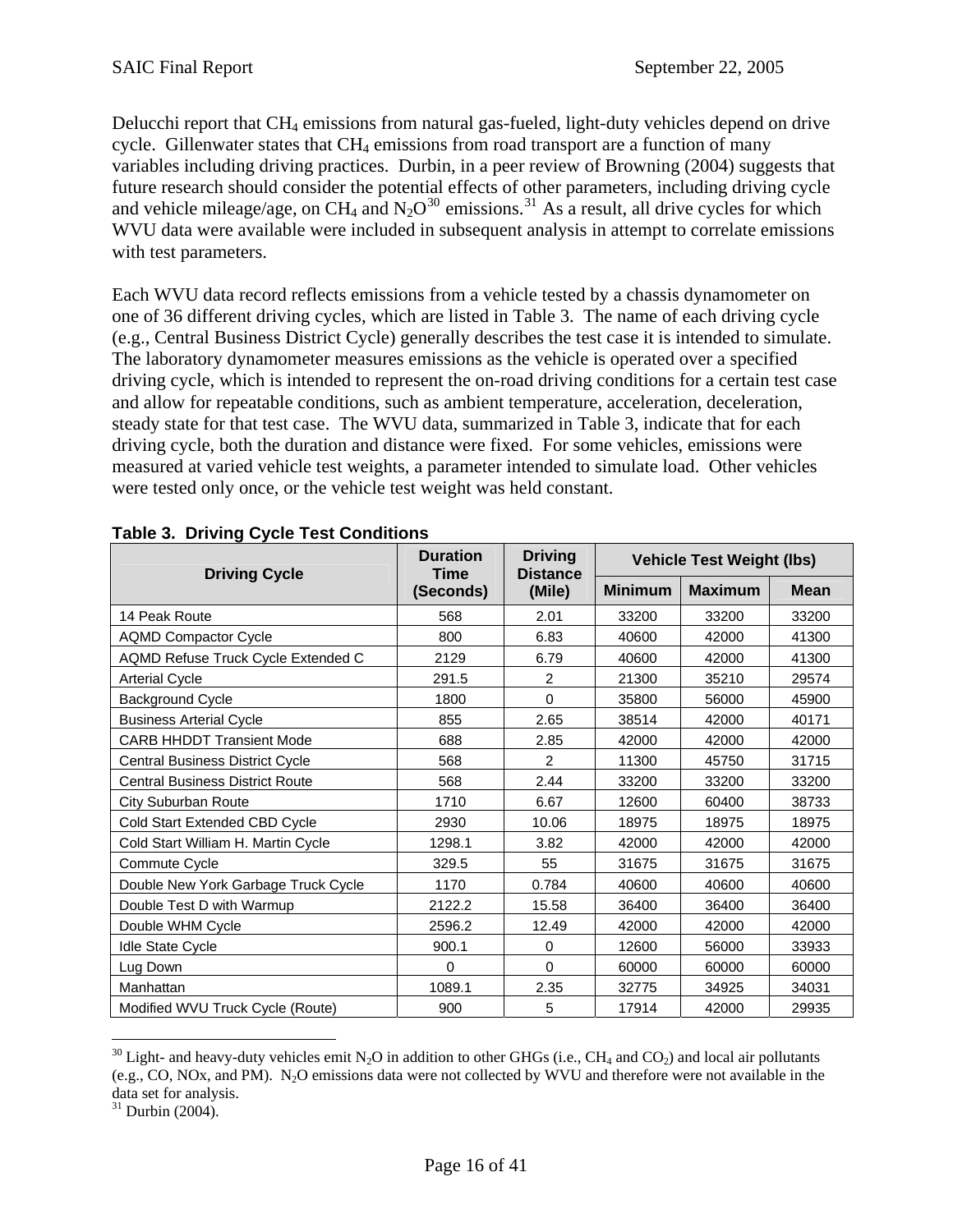Delucchi report that $CH_4$ emissions from natural gas-fueled, light-duty vehicles depend on drive cycle. Gillenwater states that $CH_4$ emissions from road transport are a function of many variables including driving practices. Durbin, in a peer review of Browning (2004) suggests that future research should consider the potential effects of other parameters, including driving cycle and vehicle mileage/age, on $CH_4$ and $N_2O$[30] emissions.[31] As a result, all drive cycles for which WVU data were available were included in subsequent analysis in attempt to correlate emissions with test parameters.

Each WVU data record reflects emissions from a vehicle tested by a chassis dynamometer on one of 36 different driving cycles, which are listed in Table 3. The name of each driving cycle (e.g., Central Business District Cycle) generally describes the test case it is intended to simulate. The laboratory dynamometer measures emissions as the vehicle is operated over a specified driving cycle, which is intended to represent the on-road driving conditions for a certain test case and allow for repeatable conditions, such as ambient temperature, acceleration, deceleration, steady state for that test case. The WVU data, summarized in Table 3, indicate that for each driving cycle, both the duration and distance were fixed. For some vehicles, emissions were measured at varied vehicle test weights, a parameter intended to simulate load. Other vehicles were tested only once, or the vehicle test weight was held constant.

**Table 3. Driving Cycle Test Conditions**

| Driving Cycle | Duration Time (Seconds) | Driving Distance (Mile) | Vehicle Test Weight (lbs) | | |
|---|---|---|---|---|---|
| | | | Minimum | Maximum | Mean |
| 14 Peak Route | 568 | 2.01 | 33200 | 33200 | 33200 |
| AQMD Compactor Cycle | 800 | 6.83 | 40600 | 42000 | 41300 |
| AQMD Refuse Truck Cycle Extended C | 2129 | 6.79 | 40600 | 42000 | 41300 |
| Arterial Cycle | 291.5 | 2 | 21300 | 35210 | 29574 |
| Background Cycle | 1800 | 0 | 35800 | 56000 | 45900 |
| Business Arterial Cycle | 855 | 2.65 | 38514 | 42000 | 40171 |
| CARB HHDDT Transient Mode | 688 | 2.85 | 42000 | 42000 | 42000 |
| Central Business District Cycle | 568 | 2 | 11300 | 45750 | 31715 |
| Central Business District Route | 568 | 2.44 | 33200 | 33200 | 33200 |
| City Suburban Route | 1710 | 6.67 | 12600 | 60400 | 38733 |
| Cold Start Extended CBD Cycle | 2930 | 10.06 | 18975 | 18975 | 18975 |
| Cold Start William H. Martin Cycle | 1298.1 | 3.82 | 42000 | 42000 | 42000 |
| Commute Cycle | 329.5 | 55 | 31675 | 31675 | 31675 |
| Double New York Garbage Truck Cycle | 1170 | 0.784 | 40600 | 40600 | 40600 |
| Double Test D with Warmup | 2122.2 | 15.58 | 36400 | 36400 | 36400 |
| Double WHM Cycle | 2596.2 | 12.49 | 42000 | 42000 | 42000 |
| Idle State Cycle | 900.1 | 0 | 12600 | 56000 | 33933 |
| Lug Down | 0 | 0 | 60000 | 60000 | 60000 |
| Manhattan | 1089.1 | 2.35 | 32775 | 34925 | 34031 |
| Modified WVU Truck Cycle (Route) | 900 | 5 | 17914 | 42000 | 29935 |

[30] Light- and heavy-duty vehicles emit $N_2O$ in addition to other GHGs (i.e., $CH_4$ and $CO_2$) and local air pollutants (e.g., CO, NOx, and PM). $N_2O$ emissions data were not collected by WVU and therefore were not available in the data set for analysis.

[31] Durbin (2004).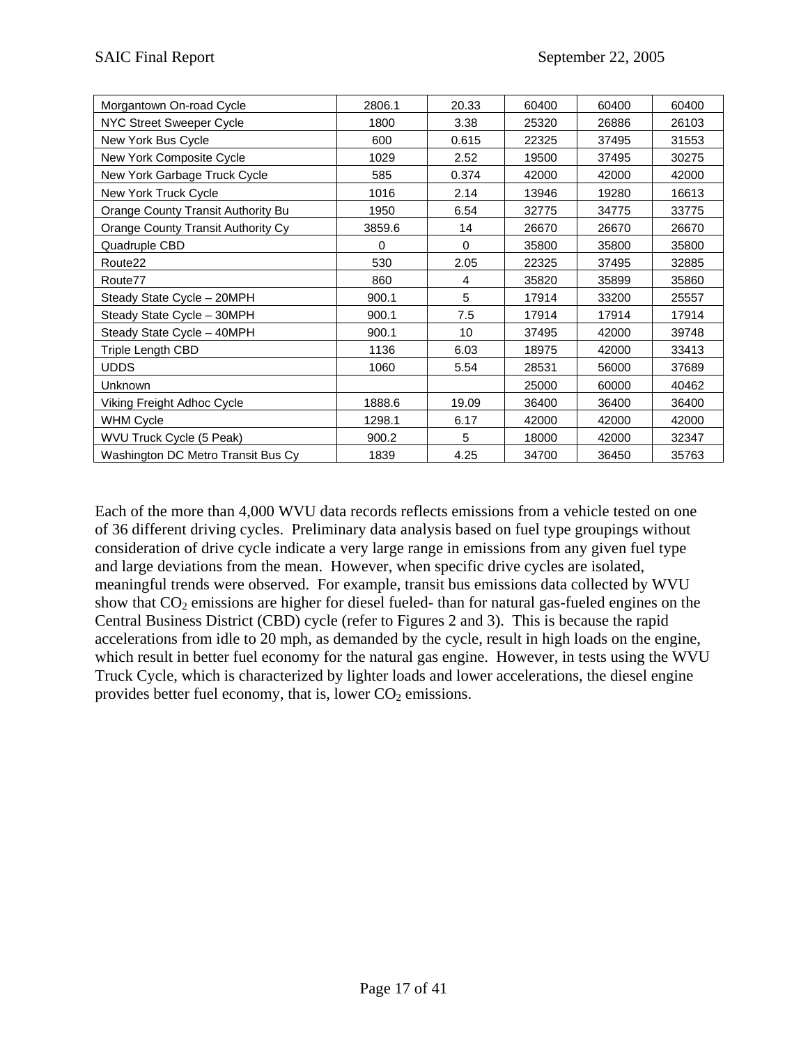| Morgantown On-road Cycle | 2806.1 | 20.33 | 60400 | 60400 | 60400 |
|---|---|---|---|---|---|
| NYC Street Sweeper Cycle | 1800 | 3.38 | 25320 | 26886 | 26103 |
| New York Bus Cycle | 600 | 0.615 | 22325 | 37495 | 31553 |
| New York Composite Cycle | 1029 | 2.52 | 19500 | 37495 | 30275 |
| New York Garbage Truck Cycle | 585 | 0.374 | 42000 | 42000 | 42000 |
| New York Truck Cycle | 1016 | 2.14 | 13946 | 19280 | 16613 |
| Orange County Transit Authority Bu | 1950 | 6.54 | 32775 | 34775 | 33775 |
| Orange County Transit Authority Cy | 3859.6 | 14 | 26670 | 26670 | 26670 |
| Quadruple CBD | 0 | 0 | 35800 | 35800 | 35800 |
| Route22 | 530 | 2.05 | 22325 | 37495 | 32885 |
| Route77 | 860 | 4 | 35820 | 35899 | 35860 |
| Steady State Cycle – 20MPH | 900.1 | 5 | 17914 | 33200 | 25557 |
| Steady State Cycle – 30MPH | 900.1 | 7.5 | 17914 | 17914 | 17914 |
| Steady State Cycle – 40MPH | 900.1 | 10 | 37495 | 42000 | 39748 |
| Triple Length CBD | 1136 | 6.03 | 18975 | 42000 | 33413 |
| UDDS | 1060 | 5.54 | 28531 | 56000 | 37689 |
| Unknown | | | 25000 | 60000 | 40462 |
| Viking Freight Adhoc Cycle | 1888.6 | 19.09 | 36400 | 36400 | 36400 |
| WHM Cycle | 1298.1 | 6.17 | 42000 | 42000 | 42000 |
| WVU Truck Cycle (5 Peak) | 900.2 | 5 | 18000 | 42000 | 32347 |
| Washington DC Metro Transit Bus Cy | 1839 | 4.25 | 34700 | 36450 | 35763 |

Each of the more than 4,000 WVU data records reflects emissions from a vehicle tested on one of 36 different driving cycles. Preliminary data analysis based on fuel type groupings without consideration of drive cycle indicate a very large range in emissions from any given fuel type and large deviations from the mean. However, when specific drive cycles are isolated, meaningful trends were observed. For example, transit bus emissions data collected by WVU show that $CO_2$ emissions are higher for diesel fueled- than for natural gas-fueled engines on the Central Business District (CBD) cycle (refer to Figures 2 and 3). This is because the rapid accelerations from idle to 20 mph, as demanded by the cycle, result in high loads on the engine, which result in better fuel economy for the natural gas engine. However, in tests using the WVU Truck Cycle, which is characterized by lighter loads and lower accelerations, the diesel engine provides better fuel economy, that is, lower $CO_2$ emissions.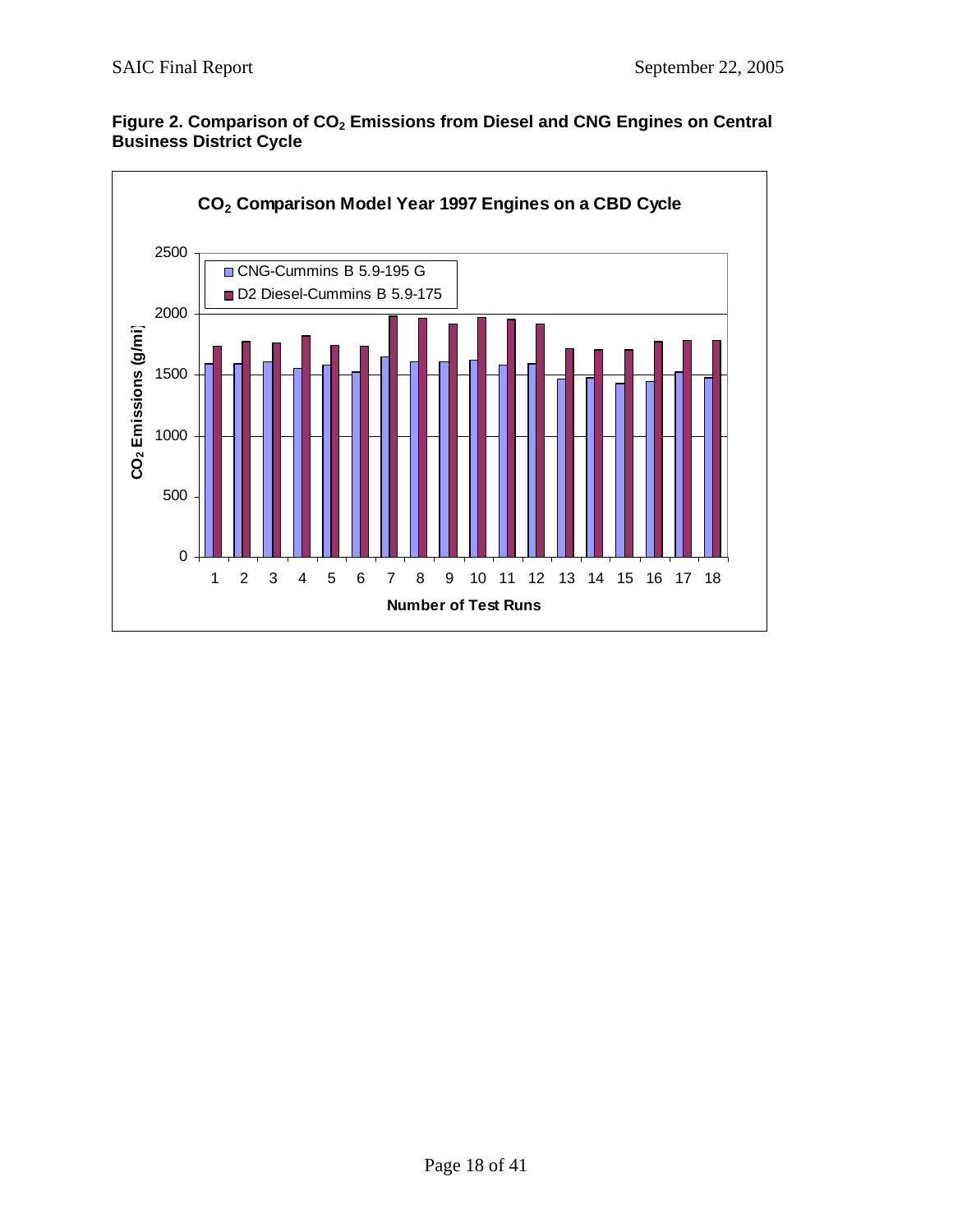**Figure 2. Comparison of $CO_2$ Emissions from Diesel and CNG Engines on Central Business District Cycle**

**$CO_2$ Comparison Model Year 1997 Engines on a CBD Cycle**

- CNG-Cummins B 5.9-195 G
- D2 Diesel-Cummins B 5.9-175

$CO_2$ Emissions (g/mi)

Number of Test Runs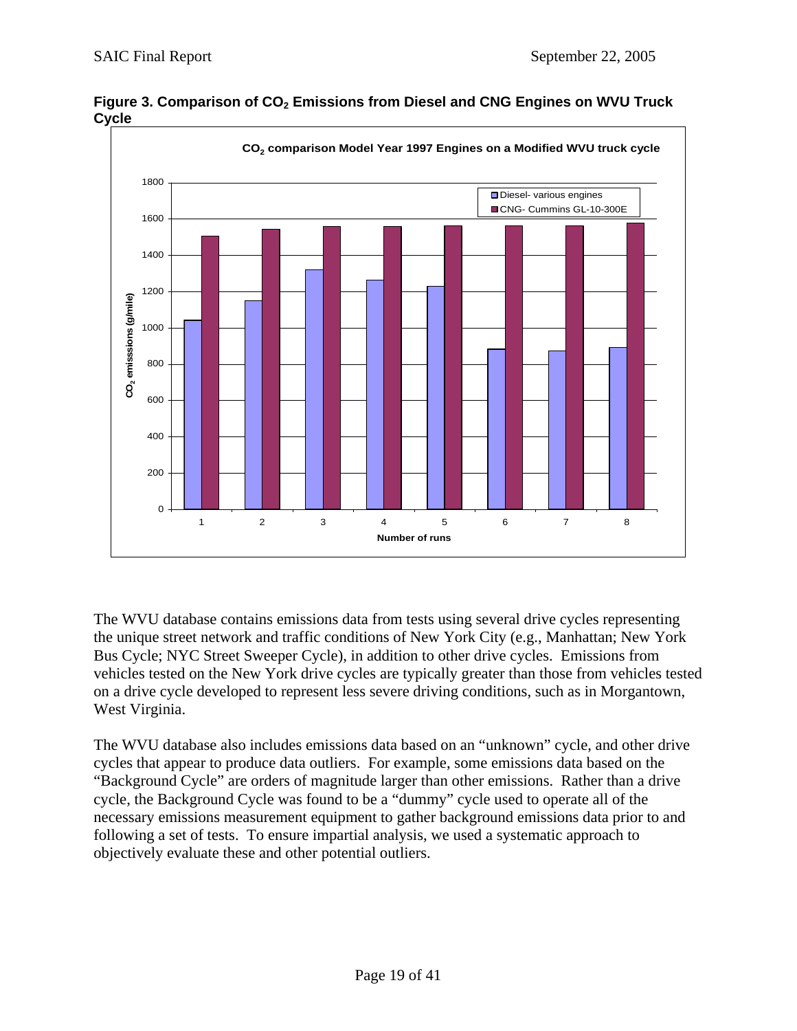**Figure 3. Comparison of $CO_2$ Emissions from Diesel and CNG Engines on WVU Truck Cycle**

The WVU database contains emissions data from tests using several drive cycles representing the unique street network and traffic conditions of New York City (e.g., Manhattan; New York Bus Cycle; NYC Street Sweeper Cycle), in addition to other drive cycles. Emissions from vehicles tested on the New York drive cycles are typically greater than those from vehicles tested on a drive cycle developed to represent less severe driving conditions, such as in Morgantown, West Virginia.

The WVU database also includes emissions data based on an "unknown" cycle, and other drive cycles that appear to produce data outliers. For example, some emissions data based on the "Background Cycle" are orders of magnitude larger than other emissions. Rather than a drive cycle, the Background Cycle was found to be a "dummy" cycle used to operate all of the necessary emissions measurement equipment to gather background emissions data prior to and following a set of tests. To ensure impartial analysis, we used a systematic approach to objectively evaluate these and other potential outliers.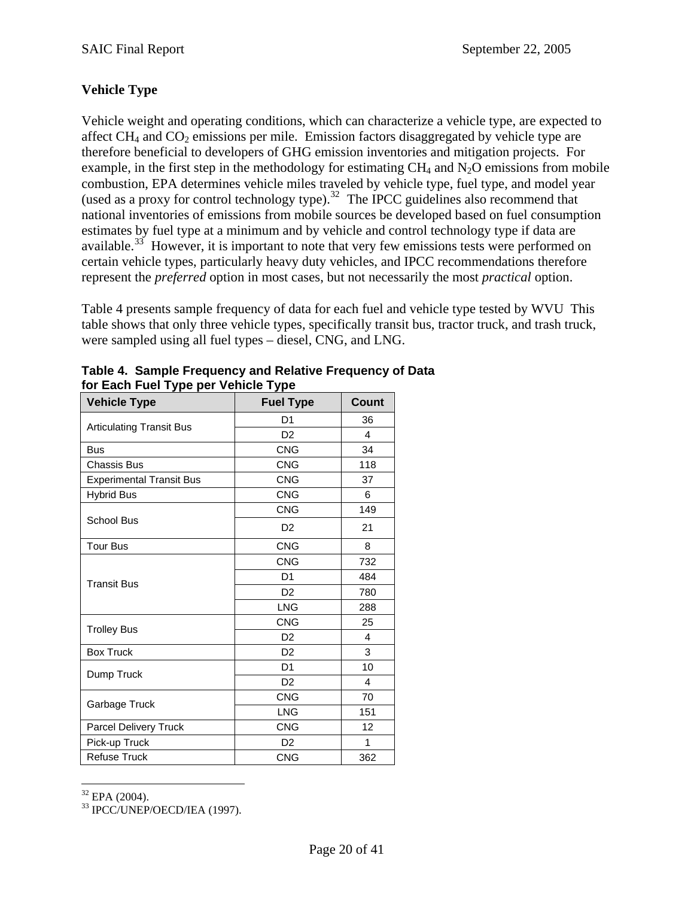### Vehicle Type

Vehicle weight and operating conditions, which can characterize a vehicle type, are expected to affect $CH_4$ and $CO_2$ emissions per mile. Emission factors disaggregated by vehicle type are therefore beneficial to developers of GHG emission inventories and mitigation projects. For example, in the first step in the methodology for estimating $CH_4$ and $N_2O$ emissions from mobile combustion, EPA determines vehicle miles traveled by vehicle type, fuel type, and model year (used as a proxy for control technology type).[32] The IPCC guidelines also recommend that national inventories of emissions from mobile sources be developed based on fuel consumption estimates by fuel type at a minimum and by vehicle and control technology type if data are available.[33] However, it is important to note that very few emissions tests were performed on certain vehicle types, particularly heavy duty vehicles, and IPCC recommendations therefore represent the *preferred* option in most cases, but not necessarily the most *practical* option.

Table 4 presents sample frequency of data for each fuel and vehicle type tested by WVU This table shows that only three vehicle types, specifically transit bus, tractor truck, and trash truck, were sampled using all fuel types – diesel, CNG, and LNG.

**Table 4. Sample Frequency and Relative Frequency of Data for Each Fuel Type per Vehicle Type**

| Vehicle Type | Fuel Type | Count |
|---|---|---|
| Articulating Transit Bus | D1 | 36 |
| | D2 | 4 |
| Bus | CNG | 34 |
| Chassis Bus | CNG | 118 |
| Experimental Transit Bus | CNG | 37 |
| Hybrid Bus | CNG | 6 |
| School Bus | CNG | 149 |
| | D2 | 21 |
| Tour Bus | CNG | 8 |
| Transit Bus | CNG | 732 |
| | D1 | 484 |
| | D2 | 780 |
| | LNG | 288 |
| Trolley Bus | CNG | 25 |
| | D2 | 4 |
| Box Truck | D2 | 3 |
| Dump Truck | D1 | 10 |
| | D2 | 4 |
| Garbage Truck | CNG | 70 |
| | LNG | 151 |
| Parcel Delivery Truck | CNG | 12 |
| Pick-up Truck | D2 | 1 |
| Refuse Truck | CNG | 362 |

---

[32] EPA (2004).

[33] IPCC/UNEP/OECD/IEA (1997).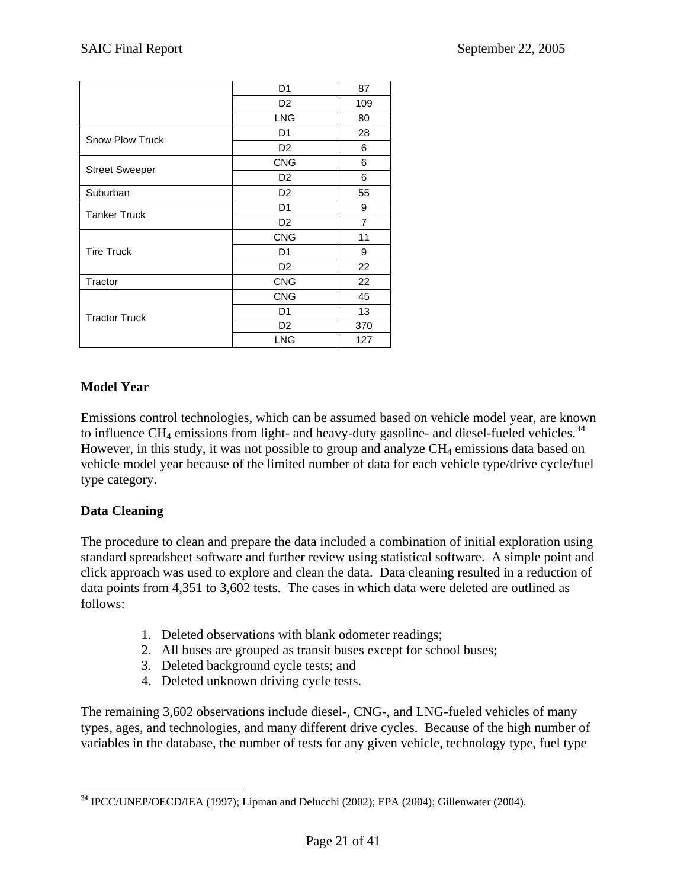| | | |
|---|---|---|
| | D1 | 87 |
| | D2 | 109 |
| | LNG | 80 |
| Snow Plow Truck | D1 | 28 |
| | D2 | 6 |
| Street Sweeper | CNG | 6 |
| | D2 | 6 |
| Suburban | D2 | 55 |
| Tanker Truck | D1 | 9 |
| | D2 | 7 |
| Tire Truck | CNG | 11 |
| | D1 | 9 |
| | D2 | 22 |
| Tractor | CNG | 22 |
| Tractor Truck | CNG | 45 |
| | D1 | 13 |
| | D2 | 370 |
| | LNG | 127 |

**Model Year**

Emissions control technologies, which can be assumed based on vehicle model year, are known to influence $CH_4$ emissions from light- and heavy-duty gasoline- and diesel-fueled vehicles.[34] However, in this study, it was not possible to group and analyze $CH_4$ emissions data based on vehicle model year because of the limited number of data for each vehicle type/drive cycle/fuel type category.

**Data Cleaning**

The procedure to clean and prepare the data included a combination of initial exploration using standard spreadsheet software and further review using statistical software. A simple point and click approach was used to explore and clean the data. Data cleaning resulted in a reduction of data points from 4,351 to 3,602 tests. The cases in which data were deleted are outlined as follows:

1. Deleted observations with blank odometer readings;
2. All buses are grouped as transit buses except for school buses;
3. Deleted background cycle tests; and
4. Deleted unknown driving cycle tests.

The remaining 3,602 observations include diesel-, CNG-, and LNG-fueled vehicles of many types, ages, and technologies, and many different drive cycles. Because of the high number of variables in the database, the number of tests for any given vehicle, technology type, fuel type

[34] IPCC/UNEP/OECD/IEA (1997); Lipman and Delucchi (2002); EPA (2004); Gillenwater (2004).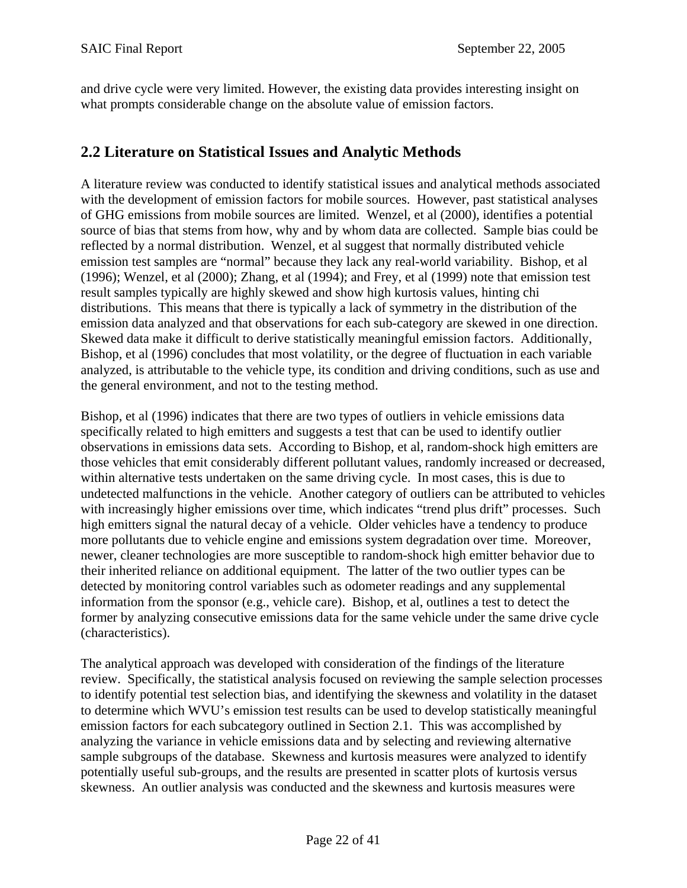and drive cycle were very limited. However, the existing data provides interesting insight on what prompts considerable change on the absolute value of emission factors.

## 2.2 Literature on Statistical Issues and Analytic Methods

A literature review was conducted to identify statistical issues and analytical methods associated with the development of emission factors for mobile sources. However, past statistical analyses of GHG emissions from mobile sources are limited. Wenzel, et al (2000), identifies a potential source of bias that stems from how, why and by whom data are collected. Sample bias could be reflected by a normal distribution. Wenzel, et al suggest that normally distributed vehicle emission test samples are "normal" because they lack any real-world variability. Bishop, et al (1996); Wenzel, et al (2000); Zhang, et al (1994); and Frey, et al (1999) note that emission test result samples typically are highly skewed and show high kurtosis values, hinting chi distributions. This means that there is typically a lack of symmetry in the distribution of the emission data analyzed and that observations for each sub-category are skewed in one direction. Skewed data make it difficult to derive statistically meaningful emission factors. Additionally, Bishop, et al (1996) concludes that most volatility, or the degree of fluctuation in each variable analyzed, is attributable to the vehicle type, its condition and driving conditions, such as use and the general environment, and not to the testing method.

Bishop, et al (1996) indicates that there are two types of outliers in vehicle emissions data specifically related to high emitters and suggests a test that can be used to identify outlier observations in emissions data sets. According to Bishop, et al, random-shock high emitters are those vehicles that emit considerably different pollutant values, randomly increased or decreased, within alternative tests undertaken on the same driving cycle. In most cases, this is due to undetected malfunctions in the vehicle. Another category of outliers can be attributed to vehicles with increasingly higher emissions over time, which indicates "trend plus drift" processes. Such high emitters signal the natural decay of a vehicle. Older vehicles have a tendency to produce more pollutants due to vehicle engine and emissions system degradation over time. Moreover, newer, cleaner technologies are more susceptible to random-shock high emitter behavior due to their inherited reliance on additional equipment. The latter of the two outlier types can be detected by monitoring control variables such as odometer readings and any supplemental information from the sponsor (e.g., vehicle care). Bishop, et al, outlines a test to detect the former by analyzing consecutive emissions data for the same vehicle under the same drive cycle (characteristics).

The analytical approach was developed with consideration of the findings of the literature review. Specifically, the statistical analysis focused on reviewing the sample selection processes to identify potential test selection bias, and identifying the skewness and volatility in the dataset to determine which WVU's emission test results can be used to develop statistically meaningful emission factors for each subcategory outlined in Section 2.1. This was accomplished by analyzing the variance in vehicle emissions data and by selecting and reviewing alternative sample subgroups of the database. Skewness and kurtosis measures were analyzed to identify potentially useful sub-groups, and the results are presented in scatter plots of kurtosis versus skewness. An outlier analysis was conducted and the skewness and kurtosis measures were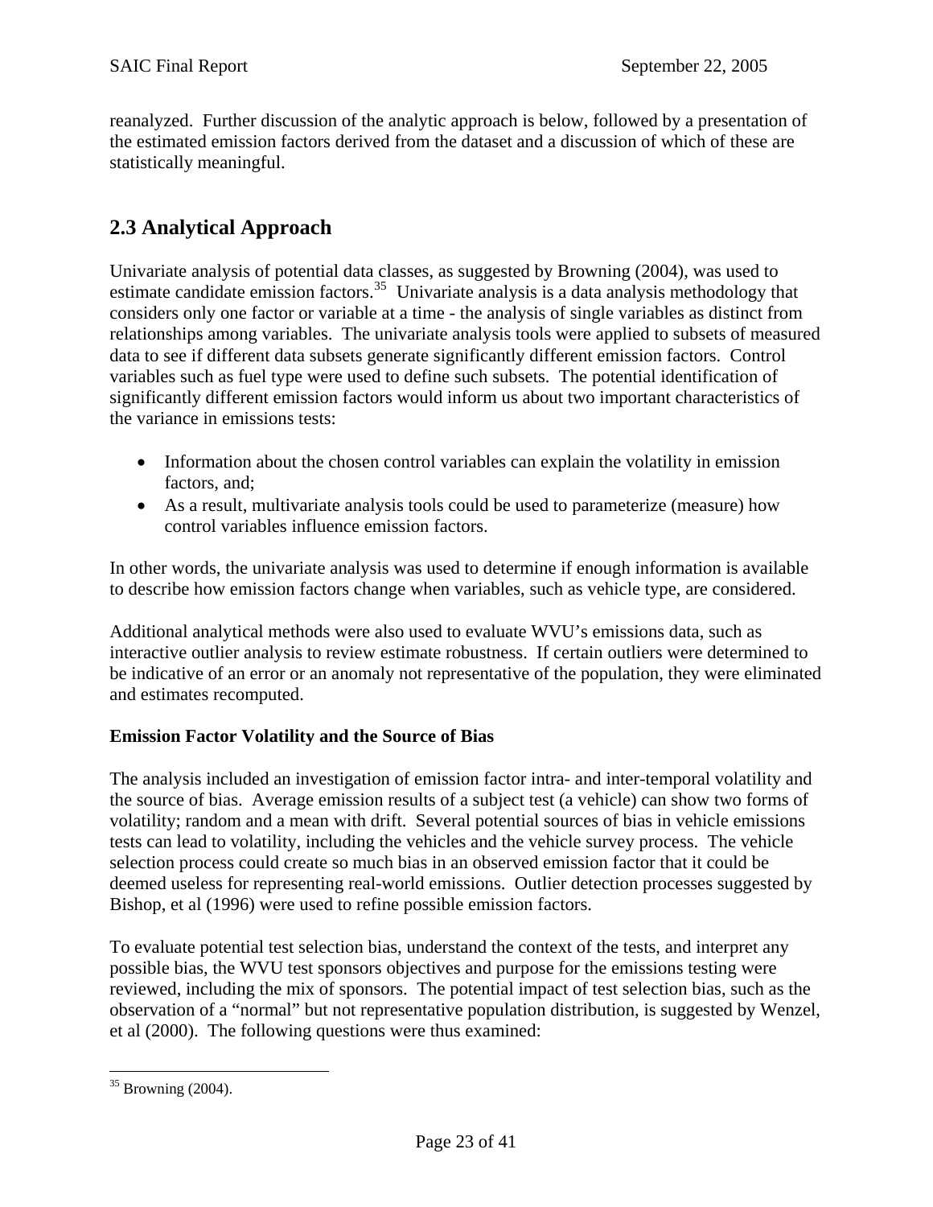reanalyzed. Further discussion of the analytic approach is below, followed by a presentation of the estimated emission factors derived from the dataset and a discussion of which of these are statistically meaningful.

## 2.3 Analytical Approach

Univariate analysis of potential data classes, as suggested by Browning (2004), was used to estimate candidate emission factors.[35] Univariate analysis is a data analysis methodology that considers only one factor or variable at a time - the analysis of single variables as distinct from relationships among variables. The univariate analysis tools were applied to subsets of measured data to see if different data subsets generate significantly different emission factors. Control variables such as fuel type were used to define such subsets. The potential identification of significantly different emission factors would inform us about two important characteristics of the variance in emissions tests:

- Information about the chosen control variables can explain the volatility in emission factors, and;
- As a result, multivariate analysis tools could be used to parameterize (measure) how control variables influence emission factors.

In other words, the univariate analysis was used to determine if enough information is available to describe how emission factors change when variables, such as vehicle type, are considered.

Additional analytical methods were also used to evaluate WVU's emissions data, such as interactive outlier analysis to review estimate robustness. If certain outliers were determined to be indicative of an error or an anomaly not representative of the population, they were eliminated and estimates recomputed.

**Emission Factor Volatility and the Source of Bias**

The analysis included an investigation of emission factor intra- and inter-temporal volatility and the source of bias. Average emission results of a subject test (a vehicle) can show two forms of volatility; random and a mean with drift. Several potential sources of bias in vehicle emissions tests can lead to volatility, including the vehicles and the vehicle survey process. The vehicle selection process could create so much bias in an observed emission factor that it could be deemed useless for representing real-world emissions. Outlier detection processes suggested by Bishop, et al (1996) were used to refine possible emission factors.

To evaluate potential test selection bias, understand the context of the tests, and interpret any possible bias, the WVU test sponsors objectives and purpose for the emissions testing were reviewed, including the mix of sponsors. The potential impact of test selection bias, such as the observation of a "normal" but not representative population distribution, is suggested by Wenzel, et al (2000). The following questions were thus examined:

---

[35] Browning (2004).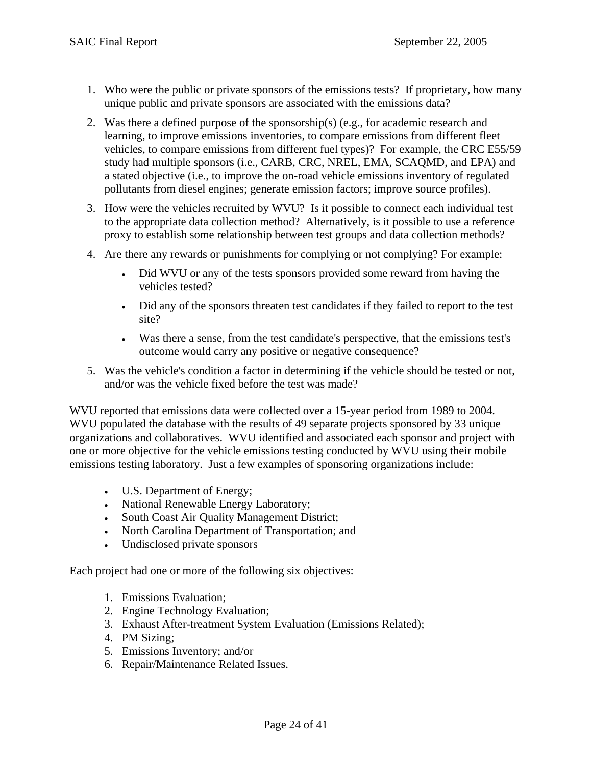1. Who were the public or private sponsors of the emissions tests? If proprietary, how many unique public and private sponsors are associated with the emissions data?
2. Was there a defined purpose of the sponsorship(s) (e.g., for academic research and learning, to improve emissions inventories, to compare emissions from different fleet vehicles, to compare emissions from different fuel types)? For example, the CRC E55/59 study had multiple sponsors (i.e., CARB, CRC, NREL, EMA, SCAQMD, and EPA) and a stated objective (i.e., to improve the on-road vehicle emissions inventory of regulated pollutants from diesel engines; generate emission factors; improve source profiles).
3. How were the vehicles recruited by WVU? Is it possible to connect each individual test to the appropriate data collection method? Alternatively, is it possible to use a reference proxy to establish some relationship between test groups and data collection methods?
4. Are there any rewards or punishments for complying or not complying? For example:
   - Did WVU or any of the tests sponsors provided some reward from having the vehicles tested?
   - Did any of the sponsors threaten test candidates if they failed to report to the test site?
   - Was there a sense, from the test candidate's perspective, that the emissions test's outcome would carry any positive or negative consequence?
5. Was the vehicle's condition a factor in determining if the vehicle should be tested or not, and/or was the vehicle fixed before the test was made?

WVU reported that emissions data were collected over a 15-year period from 1989 to 2004. WVU populated the database with the results of 49 separate projects sponsored by 33 unique organizations and collaboratives. WVU identified and associated each sponsor and project with one or more objective for the vehicle emissions testing conducted by WVU using their mobile emissions testing laboratory. Just a few examples of sponsoring organizations include:

- U.S. Department of Energy;
- National Renewable Energy Laboratory;
- South Coast Air Quality Management District;
- North Carolina Department of Transportation; and
- Undisclosed private sponsors

Each project had one or more of the following six objectives:

1. Emissions Evaluation;
2. Engine Technology Evaluation;
3. Exhaust After-treatment System Evaluation (Emissions Related);
4. PM Sizing;
5. Emissions Inventory; and/or
6. Repair/Maintenance Related Issues.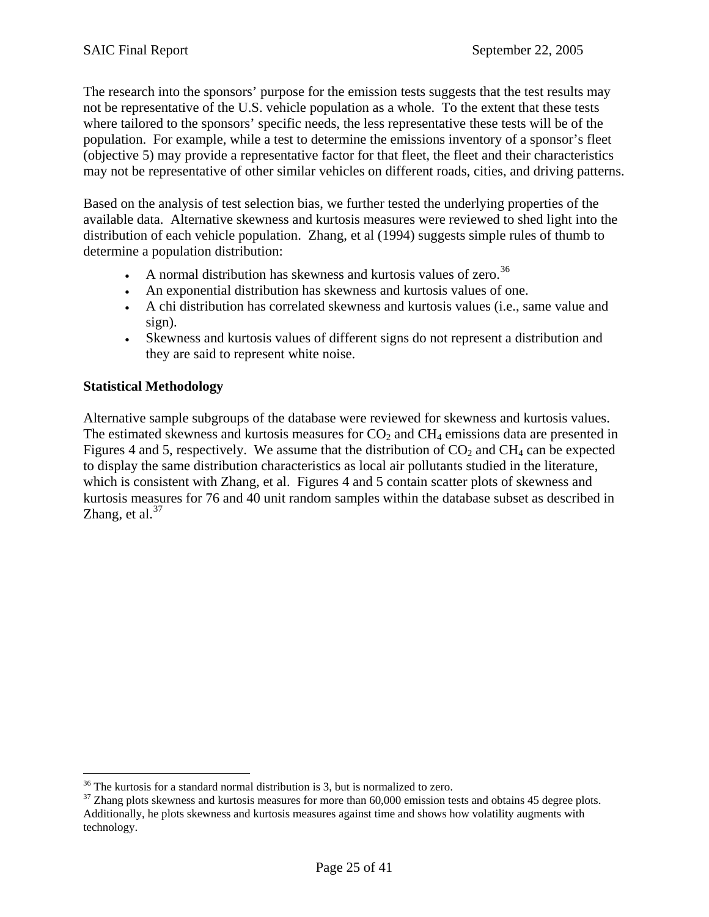The research into the sponsors' purpose for the emission tests suggests that the test results may not be representative of the U.S. vehicle population as a whole. To the extent that these tests where tailored to the sponsors' specific needs, the less representative these tests will be of the population. For example, while a test to determine the emissions inventory of a sponsor's fleet (objective 5) may provide a representative factor for that fleet, the fleet and their characteristics may not be representative of other similar vehicles on different roads, cities, and driving patterns.

Based on the analysis of test selection bias, we further tested the underlying properties of the available data. Alternative skewness and kurtosis measures were reviewed to shed light into the distribution of each vehicle population. Zhang, et al (1994) suggests simple rules of thumb to determine a population distribution:

- A normal distribution has skewness and kurtosis values of zero.[36]
- An exponential distribution has skewness and kurtosis values of one.
- A chi distribution has correlated skewness and kurtosis values (i.e., same value and sign).
- Skewness and kurtosis values of different signs do not represent a distribution and they are said to represent white noise.

**Statistical Methodology**

Alternative sample subgroups of the database were reviewed for skewness and kurtosis values. The estimated skewness and kurtosis measures for $CO_2$ and $CH_4$ emissions data are presented in Figures 4 and 5, respectively. We assume that the distribution of $CO_2$ and $CH_4$ can be expected to display the same distribution characteristics as local air pollutants studied in the literature, which is consistent with Zhang, et al. Figures 4 and 5 contain scatter plots of skewness and kurtosis measures for 76 and 40 unit random samples within the database subset as described in Zhang, et al.[37]

---

[36] The kurtosis for a standard normal distribution is 3, but is normalized to zero.

[37] Zhang plots skewness and kurtosis measures for more than 60,000 emission tests and obtains 45 degree plots. Additionally, he plots skewness and kurtosis measures against time and shows how volatility augments with technology.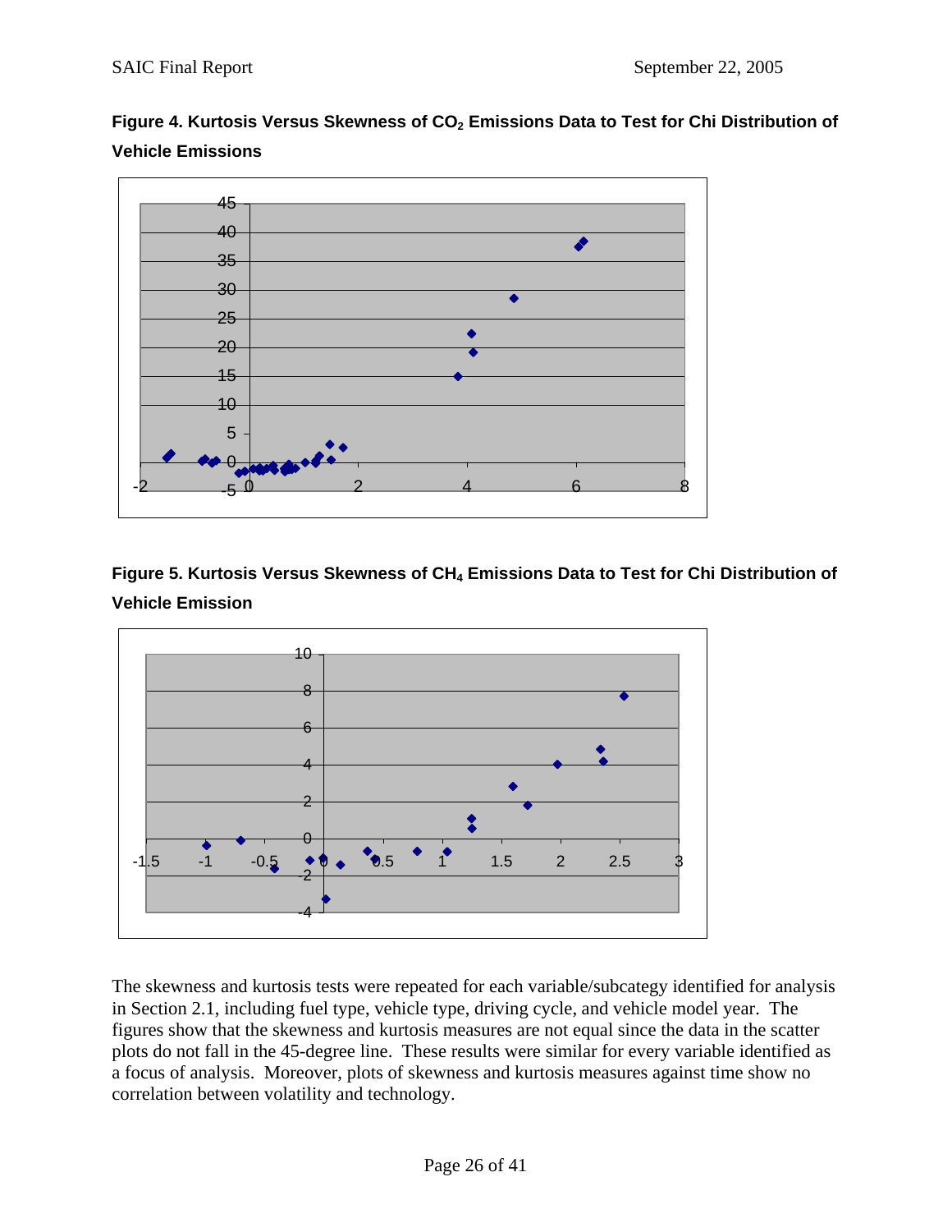**Figure 4. Kurtosis Versus Skewness of $CO_2$ Emissions Data to Test for Chi Distribution of Vehicle Emissions**

**Figure 5. Kurtosis Versus Skewness of $CH_4$ Emissions Data to Test for Chi Distribution of Vehicle Emission**

The skewness and kurtosis tests were repeated for each variable/subcategy identified for analysis in Section 2.1, including fuel type, vehicle type, driving cycle, and vehicle model year. The figures show that the skewness and kurtosis measures are not equal since the data in the scatter plots do not fall in the 45-degree line. These results were similar for every variable identified as a focus of analysis. Moreover, plots of skewness and kurtosis measures against time show no correlation between volatility and technology.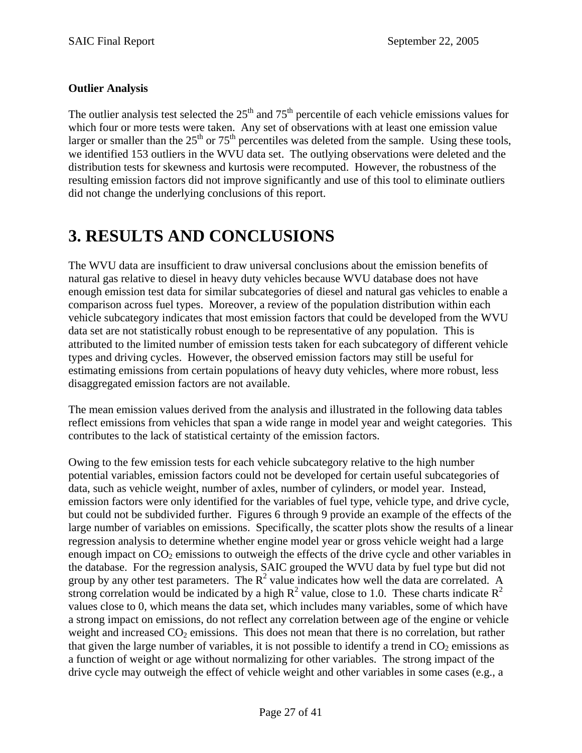**Outlier Analysis**

The outlier analysis test selected the $25^{th}$ and $75^{th}$ percentile of each vehicle emissions values for which four or more tests were taken. Any set of observations with at least one emission value larger or smaller than the $25^{th}$ or $75^{th}$ percentiles was deleted from the sample. Using these tools, we identified 153 outliers in the WVU data set. The outlying observations were deleted and the distribution tests for skewness and kurtosis were recomputed. However, the robustness of the resulting emission factors did not improve significantly and use of this tool to eliminate outliers did not change the underlying conclusions of this report.

# 3. RESULTS AND CONCLUSIONS

The WVU data are insufficient to draw universal conclusions about the emission benefits of natural gas relative to diesel in heavy duty vehicles because WVU database does not have enough emission test data for similar subcategories of diesel and natural gas vehicles to enable a comparison across fuel types. Moreover, a review of the population distribution within each vehicle subcategory indicates that most emission factors that could be developed from the WVU data set are not statistically robust enough to be representative of any population. This is attributed to the limited number of emission tests taken for each subcategory of different vehicle types and driving cycles. However, the observed emission factors may still be useful for estimating emissions from certain populations of heavy duty vehicles, where more robust, less disaggregated emission factors are not available.

The mean emission values derived from the analysis and illustrated in the following data tables reflect emissions from vehicles that span a wide range in model year and weight categories. This contributes to the lack of statistical certainty of the emission factors.

Owing to the few emission tests for each vehicle subcategory relative to the high number potential variables, emission factors could not be developed for certain useful subcategories of data, such as vehicle weight, number of axles, number of cylinders, or model year. Instead, emission factors were only identified for the variables of fuel type, vehicle type, and drive cycle, but could not be subdivided further. Figures 6 through 9 provide an example of the effects of the large number of variables on emissions. Specifically, the scatter plots show the results of a linear regression analysis to determine whether engine model year or gross vehicle weight had a large enough impact on $CO_2$ emissions to outweigh the effects of the drive cycle and other variables in the database. For the regression analysis, SAIC grouped the WVU data by fuel type but did not group by any other test parameters. The $R^2$ value indicates how well the data are correlated. A strong correlation would be indicated by a high $R^2$ value, close to 1.0. These charts indicate $R^2$ values close to 0, which means the data set, which includes many variables, some of which have a strong impact on emissions, do not reflect any correlation between age of the engine or vehicle weight and increased $CO_2$ emissions. This does not mean that there is no correlation, but rather that given the large number of variables, it is not possible to identify a trend in $CO_2$ emissions as a function of weight or age without normalizing for other variables. The strong impact of the drive cycle may outweigh the effect of vehicle weight and other variables in some cases (e.g., a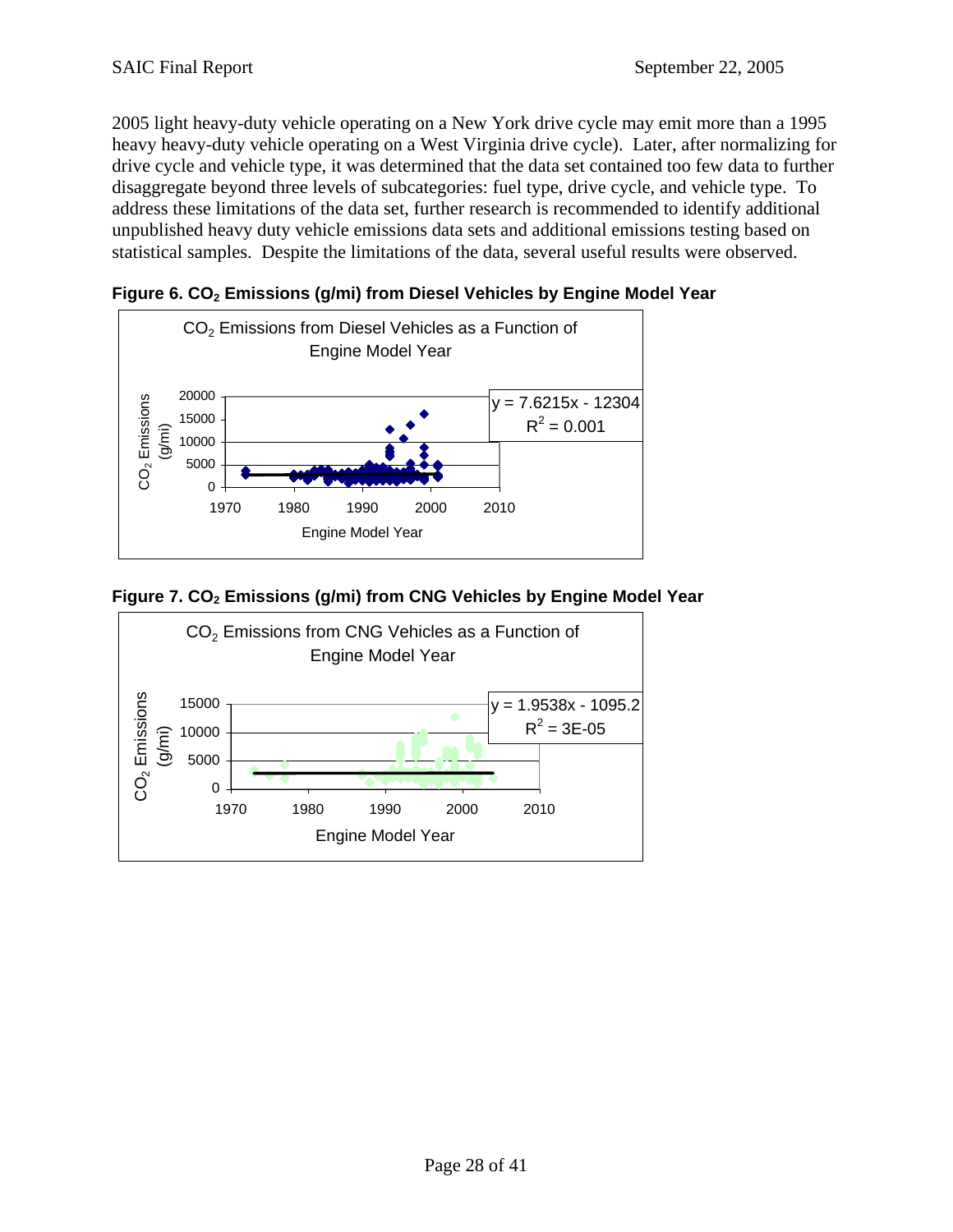2005 light heavy-duty vehicle operating on a New York drive cycle may emit more than a 1995 heavy heavy-duty vehicle operating on a West Virginia drive cycle). Later, after normalizing for drive cycle and vehicle type, it was determined that the data set contained too few data to further disaggregate beyond three levels of subcategories: fuel type, drive cycle, and vehicle type. To address these limitations of the data set, further research is recommended to identify additional unpublished heavy duty vehicle emissions data sets and additional emissions testing based on statistical samples. Despite the limitations of the data, several useful results were observed.

**Figure 6. $CO_2$ Emissions (g/mi) from Diesel Vehicles by Engine Model Year**

**Figure 7. $CO_2$ Emissions (g/mi) from CNG Vehicles by Engine Model Year**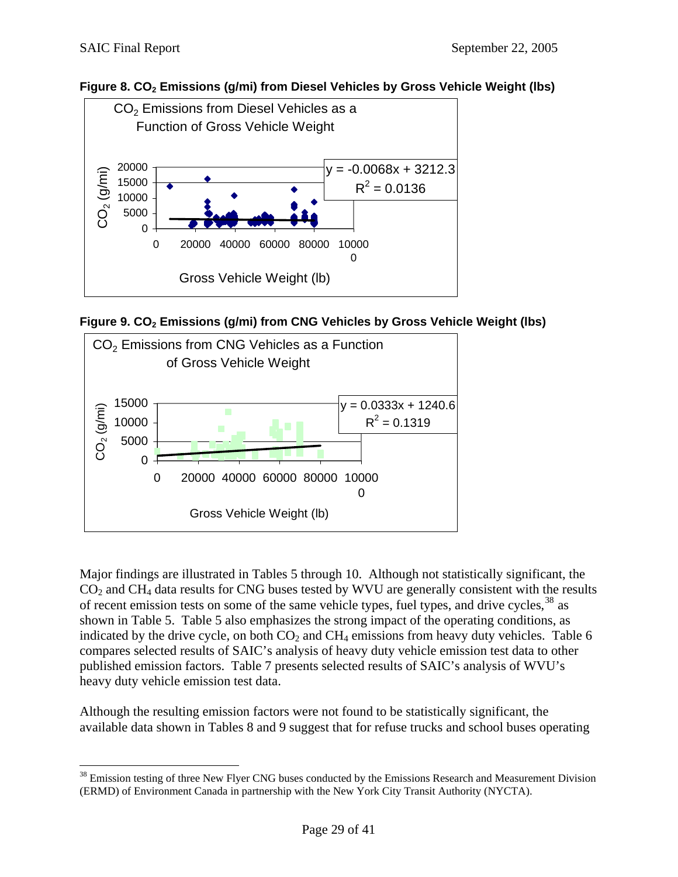**Figure 8. $CO_2$ Emissions (g/mi) from Diesel Vehicles by Gross Vehicle Weight (lbs)**

$CO_2$ Emissions from Diesel Vehicles as a Function of Gross Vehicle Weight

$y = -0.0068x + 3212.3$
$R^2 = 0.0136$

**Figure 9. $CO_2$ Emissions (g/mi) from CNG Vehicles by Gross Vehicle Weight (lbs)**

$CO_2$ Emissions from CNG Vehicles as a Function of Gross Vehicle Weight

$y = 0.0333x + 1240.6$
$R^2 = 0.1319$

Major findings are illustrated in Tables 5 through 10. Although not statistically significant, the $CO_2$ and $CH_4$ data results for CNG buses tested by WVU are generally consistent with the results of recent emission tests on some of the same vehicle types, fuel types, and drive cycles,[38] as shown in Table 5. Table 5 also emphasizes the strong impact of the operating conditions, as indicated by the drive cycle, on both $CO_2$ and $CH_4$ emissions from heavy duty vehicles. Table 6 compares selected results of SAIC's analysis of heavy duty vehicle emission test data to other published emission factors. Table 7 presents selected results of SAIC's analysis of WVU's heavy duty vehicle emission test data.

Although the resulting emission factors were not found to be statistically significant, the available data shown in Tables 8 and 9 suggest that for refuse trucks and school buses operating

[38] Emission testing of three New Flyer CNG buses conducted by the Emissions Research and Measurement Division (ERMD) of Environment Canada in partnership with the New York City Transit Authority (NYCTA).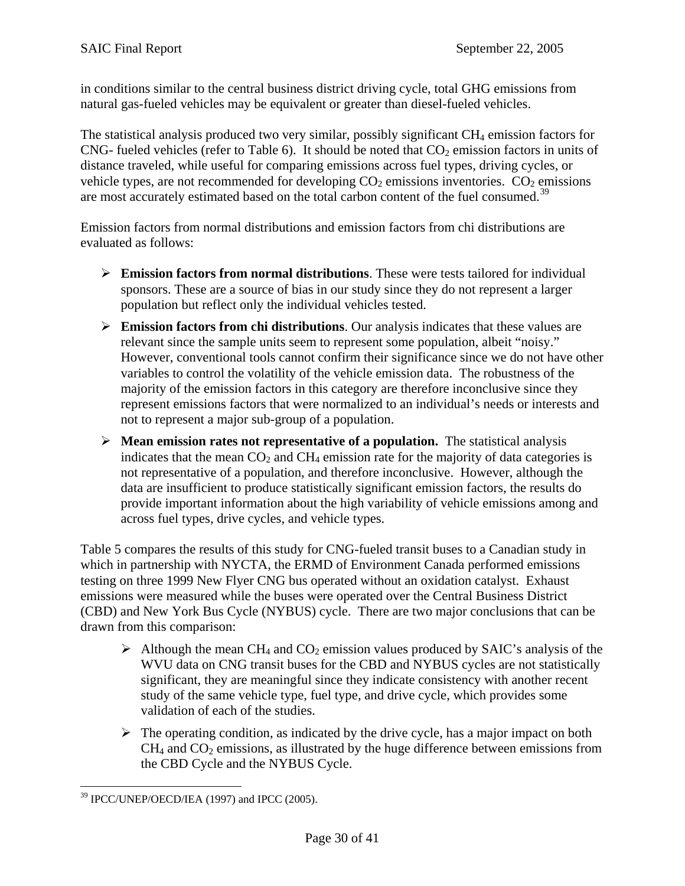in conditions similar to the central business district driving cycle, total GHG emissions from natural gas-fueled vehicles may be equivalent or greater than diesel-fueled vehicles.

The statistical analysis produced two very similar, possibly significant $CH_4$ emission factors for CNG- fueled vehicles (refer to Table 6). It should be noted that $CO_2$ emission factors in units of distance traveled, while useful for comparing emissions across fuel types, driving cycles, or vehicle types, are not recommended for developing $CO_2$ emissions inventories. $CO_2$ emissions are most accurately estimated based on the total carbon content of the fuel consumed.[39]

Emission factors from normal distributions and emission factors from chi distributions are evaluated as follows:

- **Emission factors from normal distributions**. These were tests tailored for individual sponsors. These are a source of bias in our study since they do not represent a larger population but reflect only the individual vehicles tested.
- **Emission factors from chi distributions**. Our analysis indicates that these values are relevant since the sample units seem to represent some population, albeit "noisy." However, conventional tools cannot confirm their significance since we do not have other variables to control the volatility of the vehicle emission data. The robustness of the majority of the emission factors in this category are therefore inconclusive since they represent emissions factors that were normalized to an individual's needs or interests and not to represent a major sub-group of a population.
- **Mean emission rates not representative of a population.** The statistical analysis indicates that the mean $CO_2$ and $CH_4$ emission rate for the majority of data categories is not representative of a population, and therefore inconclusive. However, although the data are insufficient to produce statistically significant emission factors, the results do provide important information about the high variability of vehicle emissions among and across fuel types, drive cycles, and vehicle types.

Table 5 compares the results of this study for CNG-fueled transit buses to a Canadian study in which in partnership with NYCTA, the ERMD of Environment Canada performed emissions testing on three 1999 New Flyer CNG bus operated without an oxidation catalyst. Exhaust emissions were measured while the buses were operated over the Central Business District (CBD) and New York Bus Cycle (NYBUS) cycle. There are two major conclusions that can be drawn from this comparison:

- Although the mean $CH_4$ and $CO_2$ emission values produced by SAIC's analysis of the WVU data on CNG transit buses for the CBD and NYBUS cycles are not statistically significant, they are meaningful since they indicate consistency with another recent study of the same vehicle type, fuel type, and drive cycle, which provides some validation of each of the studies.
- The operating condition, as indicated by the drive cycle, has a major impact on both $CH_4$ and $CO_2$ emissions, as illustrated by the huge difference between emissions from the CBD Cycle and the NYBUS Cycle.

[39] IPCC/UNEP/OECD/IEA (1997) and IPCC (2005).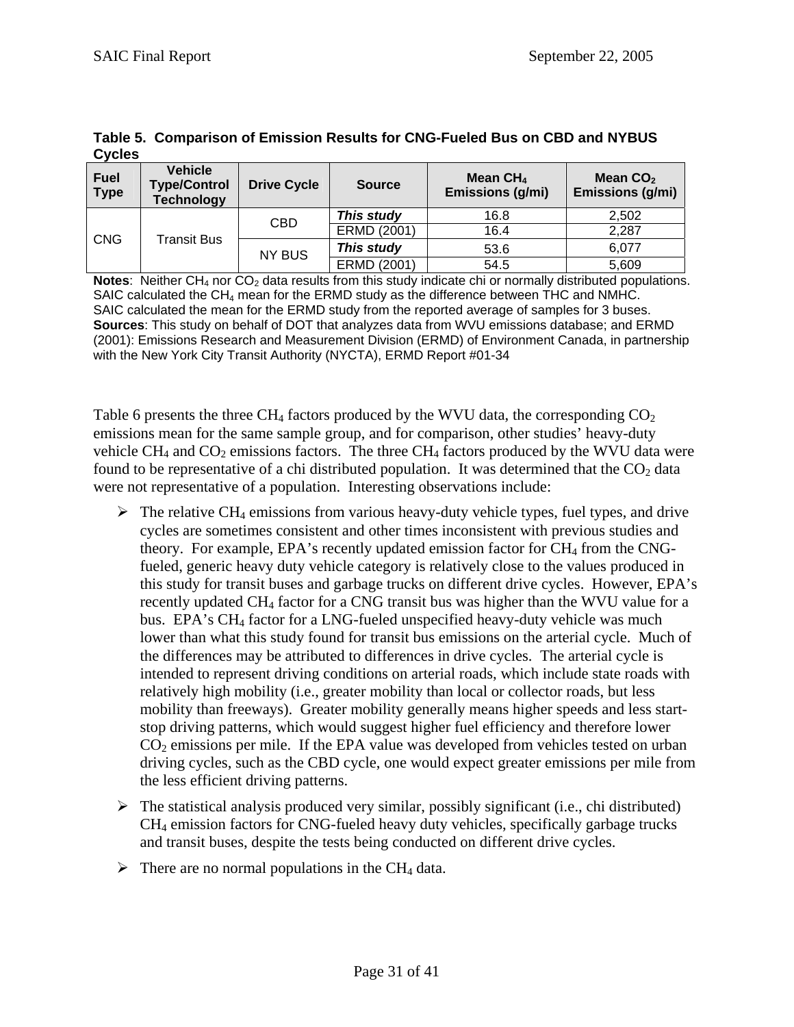**Table 5. Comparison of Emission Results for CNG-Fueled Bus on CBD and NYBUS Cycles**

| Fuel Type | Vehicle Type/Control Technology | Drive Cycle | Source | Mean $CH_4$ Emissions (g/mi) | Mean $CO_2$ Emissions (g/mi) |
|---|---|---|---|---|---|
| CNG | Transit Bus | CBD | ***This study*** | 16.8 | 2,502 |
| | | | ERMD (2001) | 16.4 | 2,287 |
| | | NY BUS | ***This study*** | 53.6 | 6,077 |
| | | | ERMD (2001) | 54.5 | 5,609 |

**Notes**: Neither $CH_4$ nor $CO_2$ data results from this study indicate chi or normally distributed populations. SAIC calculated the $CH_4$ mean for the ERMD study as the difference between THC and NMHC. SAIC calculated the mean for the ERMD study from the reported average of samples for 3 buses.
**Sources**: This study on behalf of DOT that analyzes data from WVU emissions database; and ERMD (2001): Emissions Research and Measurement Division (ERMD) of Environment Canada, in partnership with the New York City Transit Authority (NYCTA), ERMD Report #01-34

Table 6 presents the three $CH_4$ factors produced by the WVU data, the corresponding $CO_2$ emissions mean for the same sample group, and for comparison, other studies' heavy-duty vehicle $CH_4$ and $CO_2$ emissions factors. The three $CH_4$ factors produced by the WVU data were found to be representative of a chi distributed population. It was determined that the $CO_2$ data were not representative of a population. Interesting observations include:

- The relative $CH_4$ emissions from various heavy-duty vehicle types, fuel types, and drive cycles are sometimes consistent and other times inconsistent with previous studies and theory. For example, EPA's recently updated emission factor for $CH_4$ from the CNG-fueled, generic heavy duty vehicle category is relatively close to the values produced in this study for transit buses and garbage trucks on different drive cycles. However, EPA's recently updated $CH_4$ factor for a CNG transit bus was higher than the WVU value for a bus. EPA's $CH_4$ factor for a LNG-fueled unspecified heavy-duty vehicle was much lower than what this study found for transit bus emissions on the arterial cycle. Much of the differences may be attributed to differences in drive cycles. The arterial cycle is intended to represent driving conditions on arterial roads, which include state roads with relatively high mobility (i.e., greater mobility than local or collector roads, but less mobility than freeways). Greater mobility generally means higher speeds and less start-stop driving patterns, which would suggest higher fuel efficiency and therefore lower $CO_2$ emissions per mile. If the EPA value was developed from vehicles tested on urban driving cycles, such as the CBD cycle, one would expect greater emissions per mile from the less efficient driving patterns.
- The statistical analysis produced very similar, possibly significant (i.e., chi distributed) $CH_4$ emission factors for CNG-fueled heavy duty vehicles, specifically garbage trucks and transit buses, despite the tests being conducted on different drive cycles.
- There are no normal populations in the $CH_4$ data.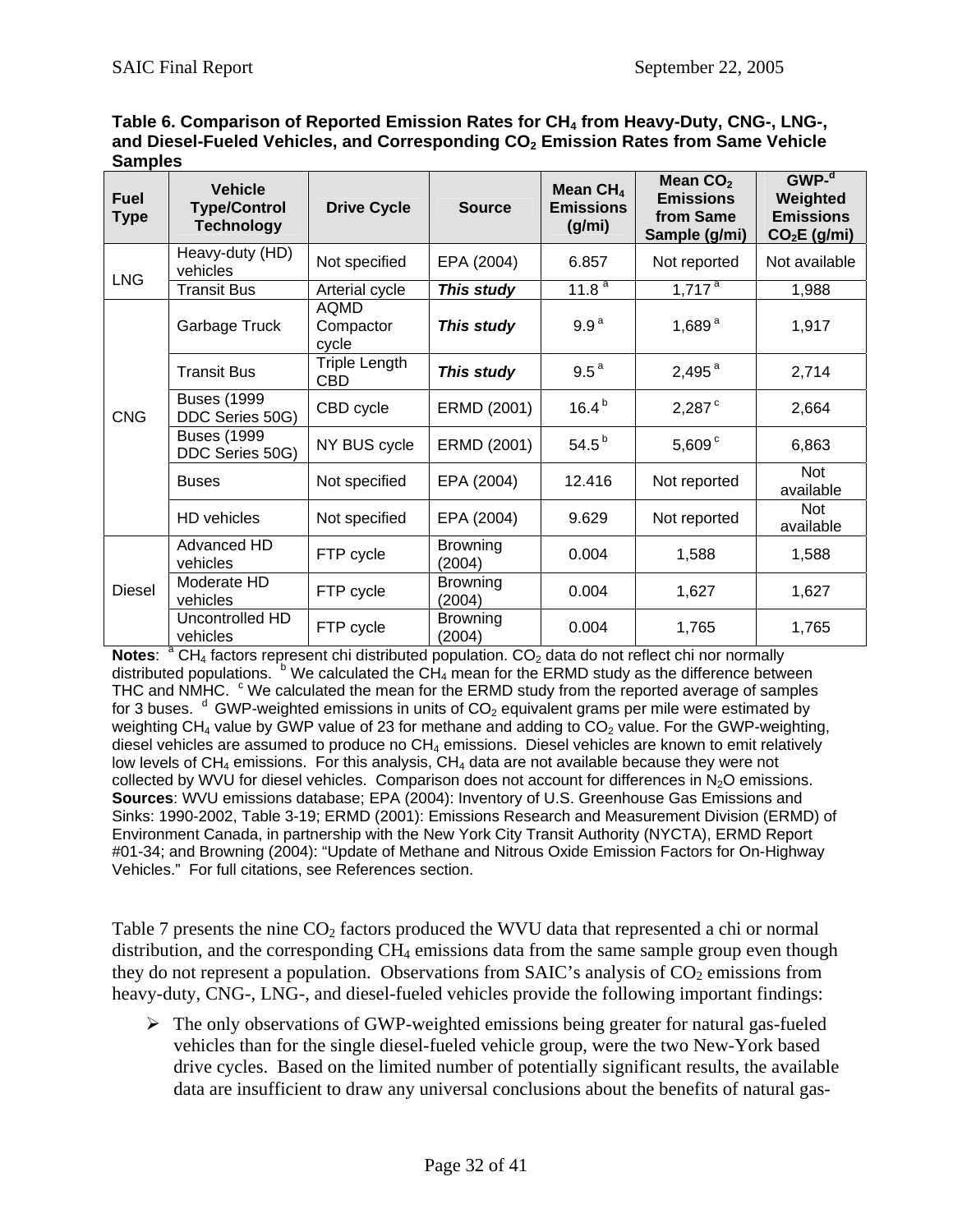**Table 6. Comparison of Reported Emission Rates for $CH_4$ from Heavy-Duty, CNG-, LNG-, and Diesel-Fueled Vehicles, and Corresponding $CO_2$ Emission Rates from Same Vehicle Samples**

| Fuel Type | Vehicle Type/Control Technology | Drive Cycle | Source | Mean $CH_4$ Emissions (g/mi) | Mean $CO_2$ Emissions from Same Sample (g/mi) | GWP-[d] Weighted Emissions $CO_2E$ (g/mi) |
|---|---|---|---|---|---|---|
| LNG | Heavy-duty (HD) vehicles | Not specified | EPA (2004) | 6.857 | Not reported | Not available |
| | Transit Bus | Arterial cycle | ***This study*** | 11.8 [a] | 1,717 [a] | 1,988 |
| CNG | Garbage Truck | AQMD Compactor cycle | ***This study*** | 9.9 [a] | 1,689 [a] | 1,917 |
| | Transit Bus | Triple Length CBD | ***This study*** | 9.5 [a] | 2,495 [a] | 2,714 |
| | Buses (1999 DDC Series 50G) | CBD cycle | ERMD (2001) | 16.4 [b] | 2,287 [c] | 2,664 |
| | Buses (1999 DDC Series 50G) | NY BUS cycle | ERMD (2001) | 54.5 [b] | 5,609 [c] | 6,863 |
| | Buses | Not specified | EPA (2004) | 12.416 | Not reported | Not available |
| | HD vehicles | Not specified | EPA (2004) | 9.629 | Not reported | Not available |
| Diesel | Advanced HD vehicles | FTP cycle | Browning (2004) | 0.004 | 1,588 | 1,588 |
| | Moderate HD vehicles | FTP cycle | Browning (2004) | 0.004 | 1,627 | 1,627 |
| | Uncontrolled HD vehicles | FTP cycle | Browning (2004) | 0.004 | 1,765 | 1,765 |

**Notes**: [a] $CH_4$ factors represent chi distributed population. $CO_2$ data do not reflect chi nor normally distributed populations. [b] We calculated the $CH_4$ mean for the ERMD study as the difference between THC and NMHC. [c] We calculated the mean for the ERMD study from the reported average of samples for 3 buses. [d] GWP-weighted emissions in units of $CO_2$ equivalent grams per mile were estimated by weighting $CH_4$ value by GWP value of 23 for methane and adding to $CO_2$ value. For the GWP-weighting, diesel vehicles are assumed to produce no $CH_4$ emissions. Diesel vehicles are known to emit relatively low levels of $CH_4$ emissions. For this analysis, $CH_4$ data are not available because they were not collected by WVU for diesel vehicles. Comparison does not account for differences in $N_2O$ emissions.
**Sources**: WVU emissions database; EPA (2004): Inventory of U.S. Greenhouse Gas Emissions and Sinks: 1990-2002, Table 3-19; ERMD (2001): Emissions Research and Measurement Division (ERMD) of Environment Canada, in partnership with the New York City Transit Authority (NYCTA), ERMD Report #01-34; and Browning (2004): "Update of Methane and Nitrous Oxide Emission Factors for On-Highway Vehicles." For full citations, see References section.

Table 7 presents the nine $CO_2$ factors produced the WVU data that represented a chi or normal distribution, and the corresponding $CH_4$ emissions data from the same sample group even though they do not represent a population. Observations from SAIC's analysis of $CO_2$ emissions from heavy-duty, CNG-, LNG-, and diesel-fueled vehicles provide the following important findings:

- The only observations of GWP-weighted emissions being greater for natural gas-fueled vehicles than for the single diesel-fueled vehicle group, were the two New-York based drive cycles. Based on the limited number of potentially significant results, the available data are insufficient to draw any universal conclusions about the benefits of natural gas-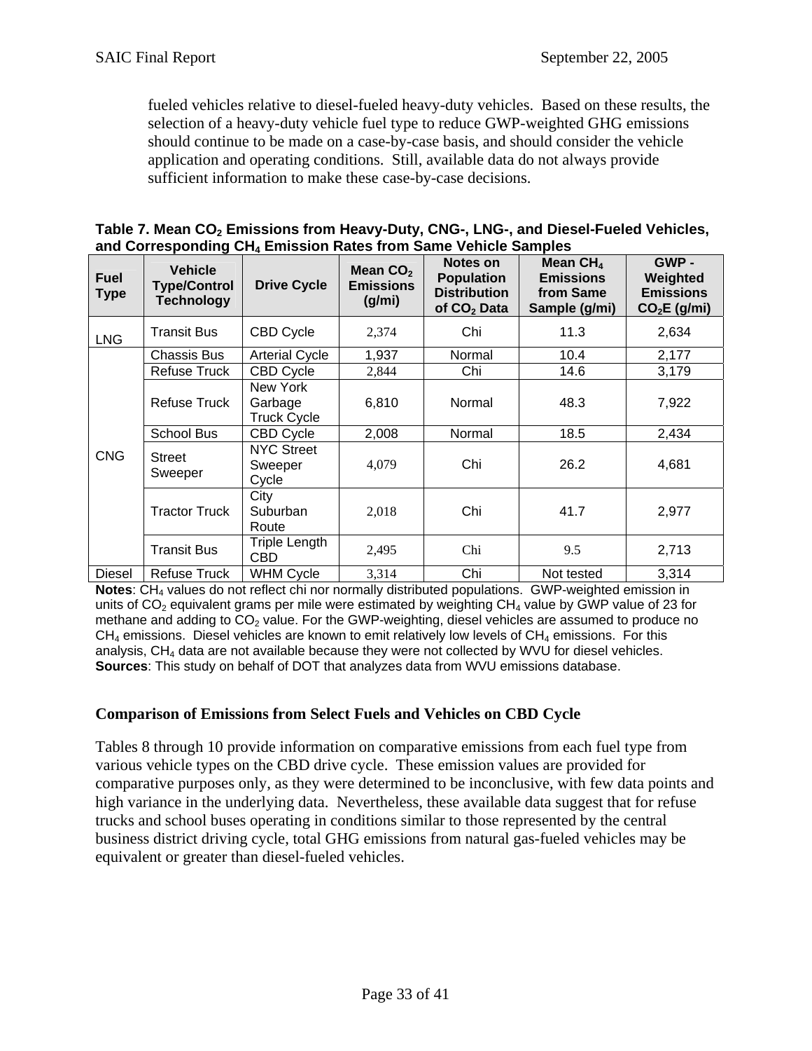fueled vehicles relative to diesel-fueled heavy-duty vehicles. Based on these results, the selection of a heavy-duty vehicle fuel type to reduce GWP-weighted GHG emissions should continue to be made on a case-by-case basis, and should consider the vehicle application and operating conditions. Still, available data do not always provide sufficient information to make these case-by-case decisions.

**Table 7. Mean $CO_2$ Emissions from Heavy-Duty, CNG-, LNG-, and Diesel-Fueled Vehicles, and Corresponding $CH_4$ Emission Rates from Same Vehicle Samples**

| Fuel Type | Vehicle Type/Control Technology | Drive Cycle | Mean $CO_2$ Emissions (g/mi) | Notes on Population Distribution of $CO_2$ Data | Mean $CH_4$ Emissions from Same Sample (g/mi) | GWP - Weighted Emissions $CO_2$E (g/mi) |
|---|---|---|---|---|---|---|
| LNG | Transit Bus | CBD Cycle | 2,374 | Chi | 11.3 | 2,634 |
| CNG | Chassis Bus | Arterial Cycle | 1,937 | Normal | 10.4 | 2,177 |
| | Refuse Truck | CBD Cycle | 2,844 | Chi | 14.6 | 3,179 |
| | Refuse Truck | New York Garbage Truck Cycle | 6,810 | Normal | 48.3 | 7,922 |
| | School Bus | CBD Cycle | 2,008 | Normal | 18.5 | 2,434 |
| | Street Sweeper | NYC Street Sweeper Cycle | 4,079 | Chi | 26.2 | 4,681 |
| | Tractor Truck | City Suburban Route | 2,018 | Chi | 41.7 | 2,977 |
| | Transit Bus | Triple Length CBD | 2,495 | Chi | 9.5 | 2,713 |
| Diesel | Refuse Truck | WHM Cycle | 3,314 | Chi | Not tested | 3,314 |

**Notes**: $CH_4$ values do not reflect chi nor normally distributed populations. GWP-weighted emission in units of $CO_2$ equivalent grams per mile were estimated by weighting $CH_4$ value by GWP value of 23 for methane and adding to $CO_2$ value. For the GWP-weighting, diesel vehicles are assumed to produce no $CH_4$ emissions. Diesel vehicles are known to emit relatively low levels of $CH_4$ emissions. For this analysis, $CH_4$ data are not available because they were not collected by WVU for diesel vehicles.
**Sources**: This study on behalf of DOT that analyzes data from WVU emissions database.

## Comparison of Emissions from Select Fuels and Vehicles on CBD Cycle

Tables 8 through 10 provide information on comparative emissions from each fuel type from various vehicle types on the CBD drive cycle. These emission values are provided for comparative purposes only, as they were determined to be inconclusive, with few data points and high variance in the underlying data. Nevertheless, these available data suggest that for refuse trucks and school buses operating in conditions similar to those represented by the central business district driving cycle, total GHG emissions from natural gas-fueled vehicles may be equivalent or greater than diesel-fueled vehicles.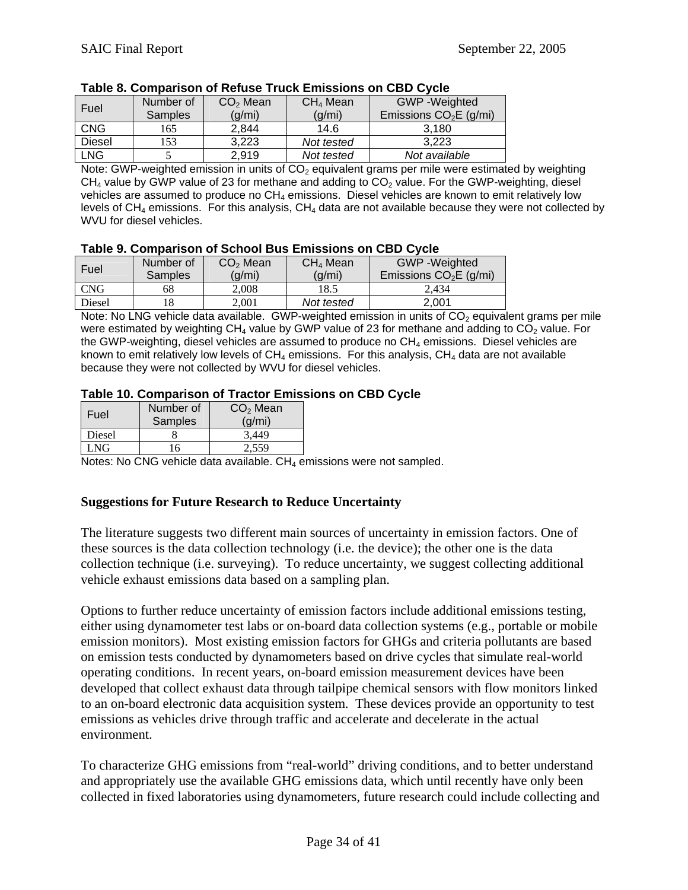**Table 8. Comparison of Refuse Truck Emissions on CBD Cycle**

| Fuel | Number of Samples | $CO_2$ Mean (g/mi) | $CH_4$ Mean (g/mi) | GWP -Weighted Emissions $CO_2E$ (g/mi) |
|---|---|---|---|---|
| CNG | 165 | 2,844 | 14.6 | 3,180 |
| Diesel | 153 | 3,223 | *Not tested* | 3,223 |
| LNG | 5 | 2,919 | *Not tested* | *Not available* |

Note: GWP-weighted emission in units of $CO_2$ equivalent grams per mile were estimated by weighting $CH_4$ value by GWP value of 23 for methane and adding to $CO_2$ value. For the GWP-weighting, diesel vehicles are assumed to produce no $CH_4$ emissions. Diesel vehicles are known to emit relatively low levels of $CH_4$ emissions. For this analysis, $CH_4$ data are not available because they were not collected by WVU for diesel vehicles.

**Table 9. Comparison of School Bus Emissions on CBD Cycle**

| Fuel | Number of Samples | $CO_2$ Mean (g/mi) | $CH_4$ Mean (g/mi) | GWP -Weighted Emissions $CO_2E$ (g/mi) |
|---|---|---|---|---|
| CNG | 68 | 2,008 | 18.5 | 2,434 |
| Diesel | 18 | 2,001 | *Not tested* | 2,001 |

Note: No LNG vehicle data available. GWP-weighted emission in units of $CO_2$ equivalent grams per mile were estimated by weighting $CH_4$ value by GWP value of 23 for methane and adding to $CO_2$ value. For the GWP-weighting, diesel vehicles are assumed to produce no $CH_4$ emissions. Diesel vehicles are known to emit relatively low levels of $CH_4$ emissions. For this analysis, $CH_4$ data are not available because they were not collected by WVU for diesel vehicles.

**Table 10. Comparison of Tractor Emissions on CBD Cycle**

| Fuel | Number of Samples | $CO_2$ Mean (g/mi) |
|---|---|---|
| Diesel | 8 | 3,449 |
| LNG | 16 | 2,559 |

Notes: No CNG vehicle data available. $CH_4$ emissions were not sampled.

**Suggestions for Future Research to Reduce Uncertainty**

The literature suggests two different main sources of uncertainty in emission factors. One of these sources is the data collection technology (i.e. the device); the other one is the data collection technique (i.e. surveying). To reduce uncertainty, we suggest collecting additional vehicle exhaust emissions data based on a sampling plan.

Options to further reduce uncertainty of emission factors include additional emissions testing, either using dynamometer test labs or on-board data collection systems (e.g., portable or mobile emission monitors). Most existing emission factors for GHGs and criteria pollutants are based on emission tests conducted by dynamometers based on drive cycles that simulate real-world operating conditions. In recent years, on-board emission measurement devices have been developed that collect exhaust data through tailpipe chemical sensors with flow monitors linked to an on-board electronic data acquisition system. These devices provide an opportunity to test emissions as vehicles drive through traffic and accelerate and decelerate in the actual environment.

To characterize GHG emissions from "real-world" driving conditions, and to better understand and appropriately use the available GHG emissions data, which until recently have only been collected in fixed laboratories using dynamometers, future research could include collecting and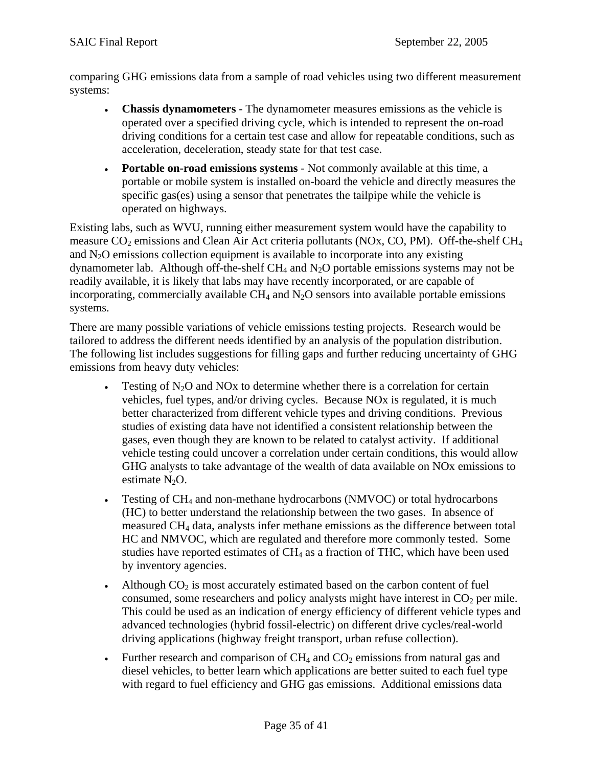comparing GHG emissions data from a sample of road vehicles using two different measurement systems:

- **Chassis dynamometers** - The dynamometer measures emissions as the vehicle is operated over a specified driving cycle, which is intended to represent the on-road driving conditions for a certain test case and allow for repeatable conditions, such as acceleration, deceleration, steady state for that test case.
- **Portable on-road emissions systems** - Not commonly available at this time, a portable or mobile system is installed on-board the vehicle and directly measures the specific gas(es) using a sensor that penetrates the tailpipe while the vehicle is operated on highways.

Existing labs, such as WVU, running either measurement system would have the capability to measure $CO_2$ emissions and Clean Air Act criteria pollutants (NOx, CO, PM). Off-the-shelf $CH_4$ and $N_2O$ emissions collection equipment is available to incorporate into any existing dynamometer lab. Although off-the-shelf $CH_4$ and $N_2O$ portable emissions systems may not be readily available, it is likely that labs may have recently incorporated, or are capable of incorporating, commercially available $CH_4$ and $N_2O$ sensors into available portable emissions systems.

There are many possible variations of vehicle emissions testing projects. Research would be tailored to address the different needs identified by an analysis of the population distribution. The following list includes suggestions for filling gaps and further reducing uncertainty of GHG emissions from heavy duty vehicles:

- Testing of $N_2O$ and NOx to determine whether there is a correlation for certain vehicles, fuel types, and/or driving cycles. Because NOx is regulated, it is much better characterized from different vehicle types and driving conditions. Previous studies of existing data have not identified a consistent relationship between the gases, even though they are known to be related to catalyst activity. If additional vehicle testing could uncover a correlation under certain conditions, this would allow GHG analysts to take advantage of the wealth of data available on NOx emissions to estimate $N_2O$.
- Testing of $CH_4$ and non-methane hydrocarbons (NMVOC) or total hydrocarbons (HC) to better understand the relationship between the two gases. In absence of measured $CH_4$ data, analysts infer methane emissions as the difference between total HC and NMVOC, which are regulated and therefore more commonly tested. Some studies have reported estimates of $CH_4$ as a fraction of THC, which have been used by inventory agencies.
- Although $CO_2$ is most accurately estimated based on the carbon content of fuel consumed, some researchers and policy analysts might have interest in $CO_2$ per mile. This could be used as an indication of energy efficiency of different vehicle types and advanced technologies (hybrid fossil-electric) on different drive cycles/real-world driving applications (highway freight transport, urban refuse collection).
- Further research and comparison of $CH_4$ and $CO_2$ emissions from natural gas and diesel vehicles, to better learn which applications are better suited to each fuel type with regard to fuel efficiency and GHG gas emissions. Additional emissions data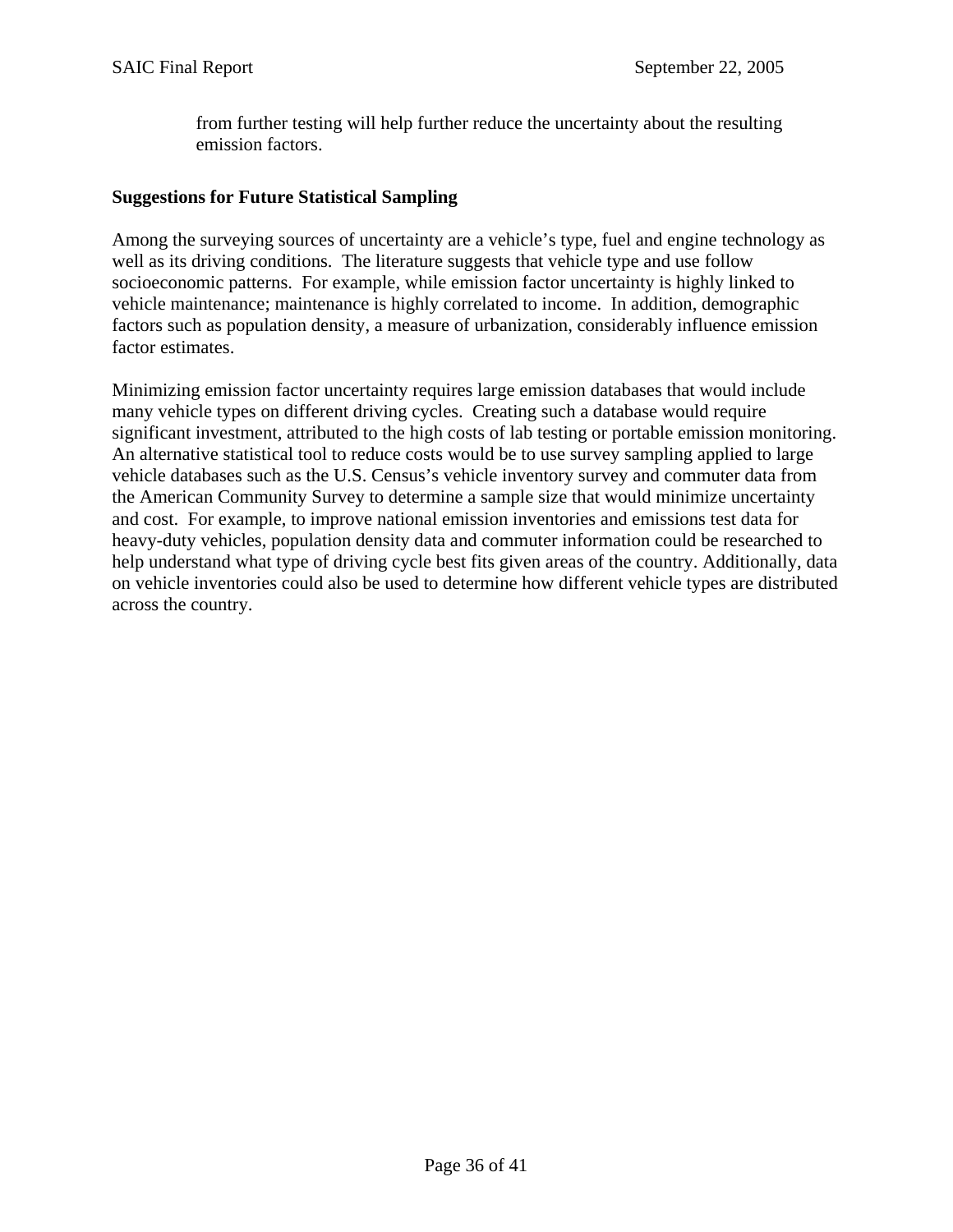from further testing will help further reduce the uncertainty about the resulting emission factors.

**Suggestions for Future Statistical Sampling**

Among the surveying sources of uncertainty are a vehicle's type, fuel and engine technology as well as its driving conditions. The literature suggests that vehicle type and use follow socioeconomic patterns. For example, while emission factor uncertainty is highly linked to vehicle maintenance; maintenance is highly correlated to income. In addition, demographic factors such as population density, a measure of urbanization, considerably influence emission factor estimates.

Minimizing emission factor uncertainty requires large emission databases that would include many vehicle types on different driving cycles. Creating such a database would require significant investment, attributed to the high costs of lab testing or portable emission monitoring. An alternative statistical tool to reduce costs would be to use survey sampling applied to large vehicle databases such as the U.S. Census's vehicle inventory survey and commuter data from the American Community Survey to determine a sample size that would minimize uncertainty and cost. For example, to improve national emission inventories and emissions test data for heavy-duty vehicles, population density data and commuter information could be researched to help understand what type of driving cycle best fits given areas of the country. Additionally, data on vehicle inventories could also be used to determine how different vehicle types are distributed across the country.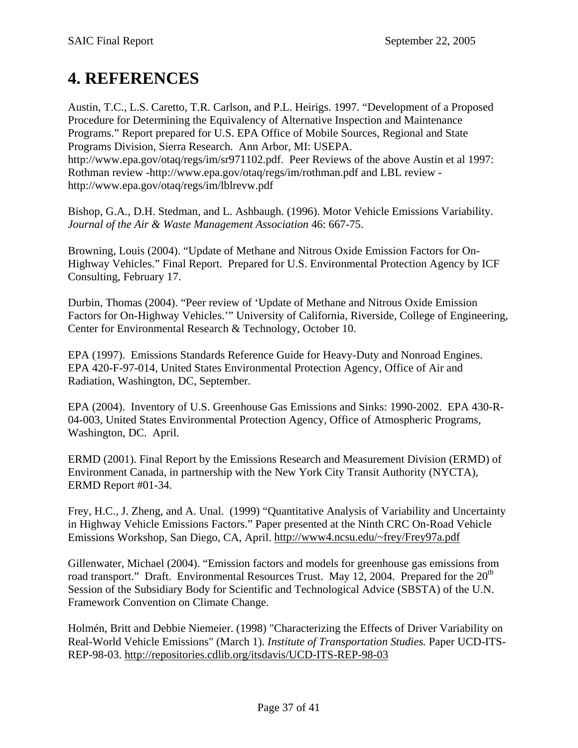# 4. REFERENCES

Austin, T.C., L.S. Caretto, T.R. Carlson, and P.L. Heirigs. 1997. "Development of a Proposed Procedure for Determining the Equivalency of Alternative Inspection and Maintenance Programs." Report prepared for U.S. EPA Office of Mobile Sources, Regional and State Programs Division, Sierra Research. Ann Arbor, MI: USEPA. http://www.epa.gov/otaq/regs/im/sr971102.pdf. Peer Reviews of the above Austin et al 1997: Rothman review -http://www.epa.gov/otaq/regs/im/rothman.pdf and LBL review - http://www.epa.gov/otaq/regs/im/lblrevw.pdf

Bishop, G.A., D.H. Stedman, and L. Ashbaugh. (1996). Motor Vehicle Emissions Variability. *Journal of the Air & Waste Management Association* 46: 667-75.

Browning, Louis (2004). "Update of Methane and Nitrous Oxide Emission Factors for On-Highway Vehicles." Final Report. Prepared for U.S. Environmental Protection Agency by ICF Consulting, February 17.

Durbin, Thomas (2004). "Peer review of 'Update of Methane and Nitrous Oxide Emission Factors for On-Highway Vehicles.'" University of California, Riverside, College of Engineering, Center for Environmental Research & Technology, October 10.

EPA (1997). Emissions Standards Reference Guide for Heavy-Duty and Nonroad Engines. EPA 420-F-97-014, United States Environmental Protection Agency, Office of Air and Radiation, Washington, DC, September.

EPA (2004). Inventory of U.S. Greenhouse Gas Emissions and Sinks: 1990-2002. EPA 430-R-04-003, United States Environmental Protection Agency, Office of Atmospheric Programs, Washington, DC. April.

ERMD (2001). Final Report by the Emissions Research and Measurement Division (ERMD) of Environment Canada, in partnership with the New York City Transit Authority (NYCTA), ERMD Report #01-34.

Frey, H.C., J. Zheng, and A. Unal. (1999) "Quantitative Analysis of Variability and Uncertainty in Highway Vehicle Emissions Factors." Paper presented at the Ninth CRC On-Road Vehicle Emissions Workshop, San Diego, CA, April. http://www4.ncsu.edu/~frey/Frey97a.pdf

Gillenwater, Michael (2004). "Emission factors and models for greenhouse gas emissions from road transport." Draft. Environmental Resources Trust. May 12, 2004. Prepared for the 20th Session of the Subsidiary Body for Scientific and Technological Advice (SBSTA) of the U.N. Framework Convention on Climate Change.

Holmén, Britt and Debbie Niemeier. (1998) "Characterizing the Effects of Driver Variability on Real-World Vehicle Emissions" (March 1). *Institute of Transportation Studies.* Paper UCD-ITS-REP-98-03. http://repositories.cdlib.org/itsdavis/UCD-ITS-REP-98-03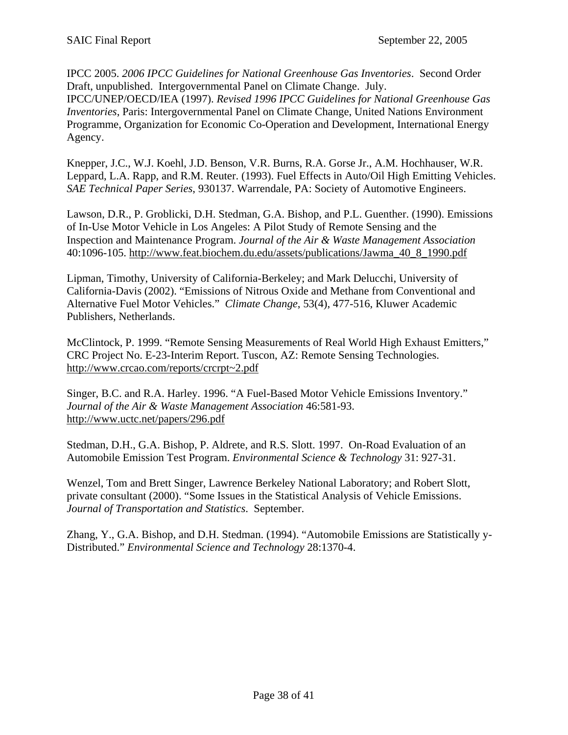IPCC 2005. *2006 IPCC Guidelines for National Greenhouse Gas Inventories*. Second Order Draft, unpublished. Intergovernmental Panel on Climate Change. July.
IPCC/UNEP/OECD/IEA (1997). *Revised 1996 IPCC Guidelines for National Greenhouse Gas Inventories*, Paris: Intergovernmental Panel on Climate Change, United Nations Environment Programme, Organization for Economic Co-Operation and Development, International Energy Agency.

Knepper, J.C., W.J. Koehl, J.D. Benson, V.R. Burns, R.A. Gorse Jr., A.M. Hochhauser, W.R. Leppard, L.A. Rapp, and R.M. Reuter. (1993). Fuel Effects in Auto/Oil High Emitting Vehicles. *SAE Technical Paper Series*, 930137. Warrendale, PA: Society of Automotive Engineers.

Lawson, D.R., P. Groblicki, D.H. Stedman, G.A. Bishop, and P.L. Guenther. (1990). Emissions of In-Use Motor Vehicle in Los Angeles: A Pilot Study of Remote Sensing and the Inspection and Maintenance Program. *Journal of the Air & Waste Management Association* 40:1096-105. http://www.feat.biochem.du.edu/assets/publications/Jawma_40_8_1990.pdf

Lipman, Timothy, University of California-Berkeley; and Mark Delucchi, University of California-Davis (2002). "Emissions of Nitrous Oxide and Methane from Conventional and Alternative Fuel Motor Vehicles." *Climate Change*, 53(4), 477-516, Kluwer Academic Publishers, Netherlands.

McClintock, P. 1999. "Remote Sensing Measurements of Real World High Exhaust Emitters," CRC Project No. E-23-Interim Report. Tuscon, AZ: Remote Sensing Technologies. http://www.crcao.com/reports/crcrpt~2.pdf

Singer, B.C. and R.A. Harley. 1996. "A Fuel-Based Motor Vehicle Emissions Inventory." *Journal of the Air & Waste Management Association* 46:581-93. http://www.uctc.net/papers/296.pdf

Stedman, D.H., G.A. Bishop, P. Aldrete, and R.S. Slott. 1997. On-Road Evaluation of an Automobile Emission Test Program. *Environmental Science & Technology* 31: 927-31.

Wenzel, Tom and Brett Singer, Lawrence Berkeley National Laboratory; and Robert Slott, private consultant (2000). "Some Issues in the Statistical Analysis of Vehicle Emissions. *Journal of Transportation and Statistics*. September.

Zhang, Y., G.A. Bishop, and D.H. Stedman. (1994). "Automobile Emissions are Statistically y-Distributed." *Environmental Science and Technology* 28:1370-4.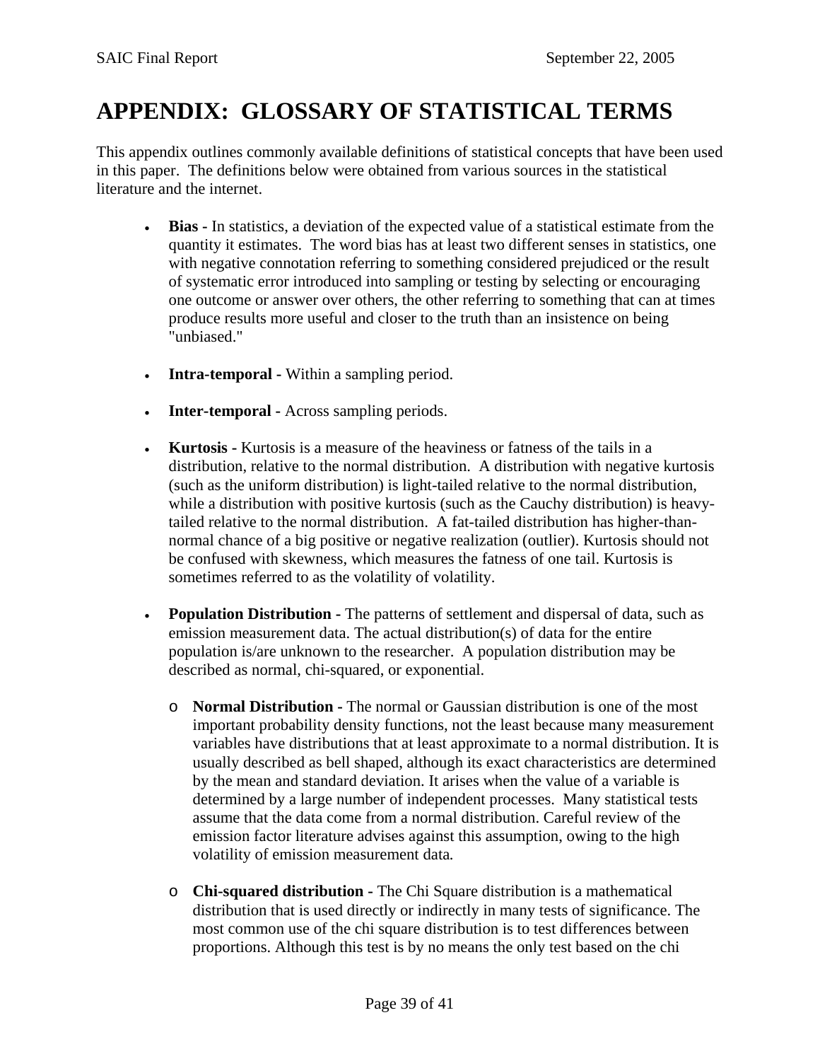# APPENDIX: GLOSSARY OF STATISTICAL TERMS

This appendix outlines commonly available definitions of statistical concepts that have been used in this paper. The definitions below were obtained from various sources in the statistical literature and the internet.

- **Bias -** In statistics, a deviation of the expected value of a statistical estimate from the quantity it estimates. The word bias has at least two different senses in statistics, one with negative connotation referring to something considered prejudiced or the result of systematic error introduced into sampling or testing by selecting or encouraging one outcome or answer over others, the other referring to something that can at times produce results more useful and closer to the truth than an insistence on being "unbiased."

- **Intra-temporal -** Within a sampling period.

- **Inter-temporal -** Across sampling periods.

- **Kurtosis -** Kurtosis is a measure of the heaviness or fatness of the tails in a distribution, relative to the normal distribution. A distribution with negative kurtosis (such as the uniform distribution) is light-tailed relative to the normal distribution, while a distribution with positive kurtosis (such as the Cauchy distribution) is heavy-tailed relative to the normal distribution. A fat-tailed distribution has higher-than-normal chance of a big positive or negative realization (outlier). Kurtosis should not be confused with skewness, which measures the fatness of one tail. Kurtosis is sometimes referred to as the volatility of volatility.

- **Population Distribution -** The patterns of settlement and dispersal of data, such as emission measurement data. The actual distribution(s) of data for the entire population is/are unknown to the researcher. A population distribution may be described as normal, chi-squared, or exponential.

  - **Normal Distribution -** The normal or Gaussian distribution is one of the most important probability density functions, not the least because many measurement variables have distributions that at least approximate to a normal distribution. It is usually described as bell shaped, although its exact characteristics are determined by the mean and standard deviation. It arises when the value of a variable is determined by a large number of independent processes. Many statistical tests assume that the data come from a normal distribution. Careful review of the emission factor literature advises against this assumption, owing to the high volatility of emission measurement data.

  - **Chi-squared distribution -** The Chi Square distribution is a mathematical distribution that is used directly or indirectly in many tests of significance. The most common use of the chi square distribution is to test differences between proportions. Although this test is by no means the only test based on the chi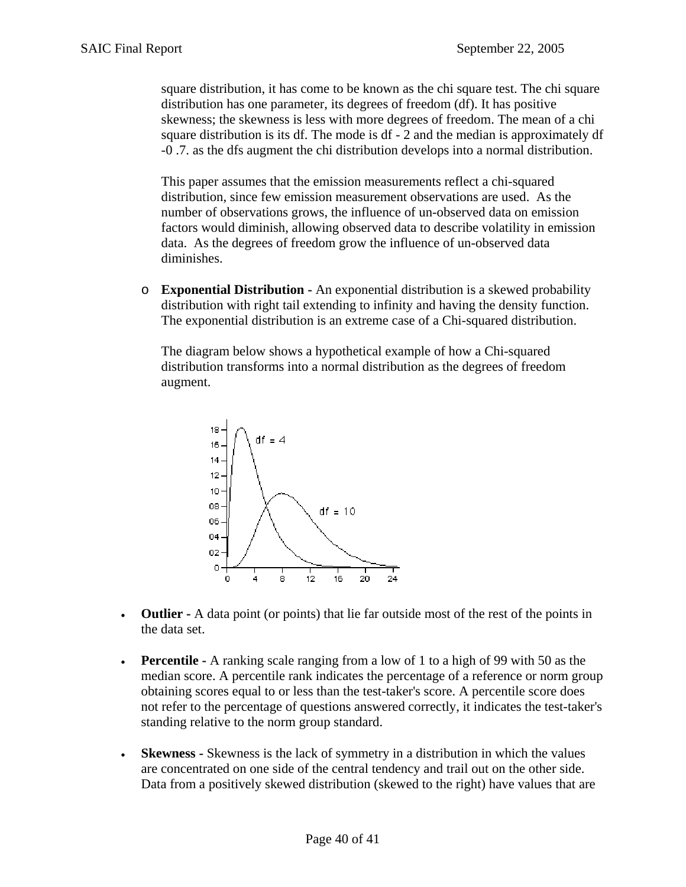square distribution, it has come to be known as the chi square test. The chi square distribution has one parameter, its degrees of freedom (df). It has positive skewness; the skewness is less with more degrees of freedom. The mean of a chi square distribution is its df. The mode is df - 2 and the median is approximately df -0 .7. as the dfs augment the chi distribution develops into a normal distribution.

This paper assumes that the emission measurements reflect a chi-squared distribution, since few emission measurement observations are used. As the number of observations grows, the influence of un-observed data on emission factors would diminish, allowing observed data to describe volatility in emission data. As the degrees of freedom grow the influence of un-observed data diminishes.

- **Exponential Distribution -** An exponential distribution is a skewed probability distribution with right tail extending to infinity and having the density function. The exponential distribution is an extreme case of a Chi-squared distribution.

  The diagram below shows a hypothetical example of how a Chi-squared distribution transforms into a normal distribution as the degrees of freedom augment.

- **Outlier -** A data point (or points) that lie far outside most of the rest of the points in the data set.

- **Percentile -** A ranking scale ranging from a low of 1 to a high of 99 with 50 as the median score. A percentile rank indicates the percentage of a reference or norm group obtaining scores equal to or less than the test-taker's score. A percentile score does not refer to the percentage of questions answered correctly, it indicates the test-taker's standing relative to the norm group standard.

- **Skewness -** Skewness is the lack of symmetry in a distribution in which the values are concentrated on one side of the central tendency and trail out on the other side. Data from a positively skewed distribution (skewed to the right) have values that are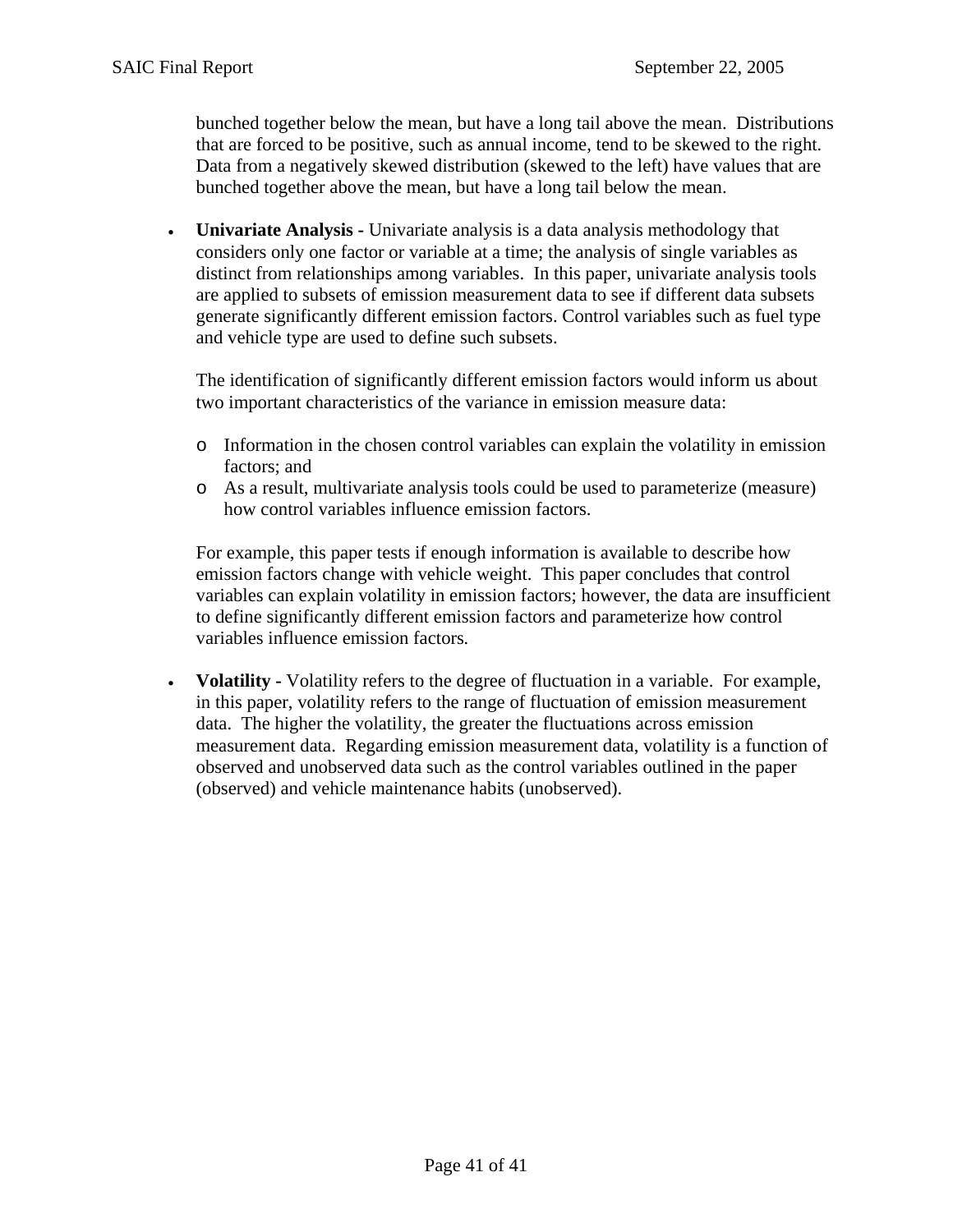bunched together below the mean, but have a long tail above the mean. Distributions that are forced to be positive, such as annual income, tend to be skewed to the right. Data from a negatively skewed distribution (skewed to the left) have values that are bunched together above the mean, but have a long tail below the mean.

- **Univariate Analysis -** Univariate analysis is a data analysis methodology that considers only one factor or variable at a time; the analysis of single variables as distinct from relationships among variables. In this paper, univariate analysis tools are applied to subsets of emission measurement data to see if different data subsets generate significantly different emission factors. Control variables such as fuel type and vehicle type are used to define such subsets.

  The identification of significantly different emission factors would inform us about two important characteristics of the variance in emission measure data:

  - Information in the chosen control variables can explain the volatility in emission factors; and
  - As a result, multivariate analysis tools could be used to parameterize (measure) how control variables influence emission factors.

  For example, this paper tests if enough information is available to describe how emission factors change with vehicle weight. This paper concludes that control variables can explain volatility in emission factors; however, the data are insufficient to define significantly different emission factors and parameterize how control variables influence emission factors.

- **Volatility -** Volatility refers to the degree of fluctuation in a variable. For example, in this paper, volatility refers to the range of fluctuation of emission measurement data. The higher the volatility, the greater the fluctuations across emission measurement data. Regarding emission measurement data, volatility is a function of observed and unobserved data such as the control variables outlined in the paper (observed) and vehicle maintenance habits (unobserved).